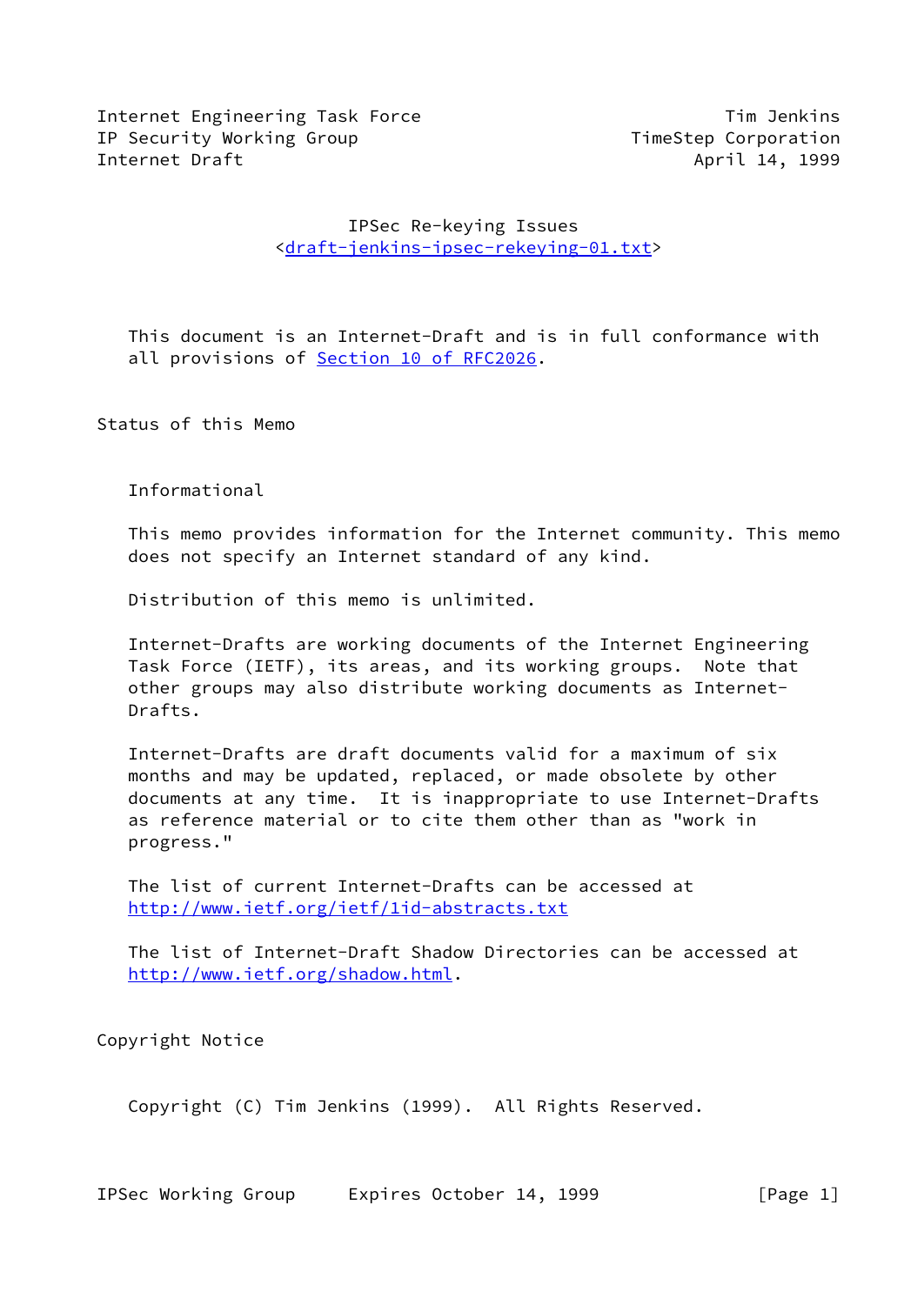Internet Engineering Task Force                              Tim Jenkins
IP Security Working Group                           TimeStep Corporation
Internet Draft                                            April 14, 1999

# IPSec Re-keying Issues

<draft-jenkins-ipsec-rekeying-01.txt>

This document is an Internet-Draft and is in full conformance with all provisions of Section 10 of RFC2026.

## Status of this Memo

Informational

This memo provides information for the Internet community. This memo does not specify an Internet standard of any kind.

Distribution of this memo is unlimited.

Internet-Drafts are working documents of the Internet Engineering Task Force (IETF), its areas, and its working groups. Note that other groups may also distribute working documents as Internet-Drafts.

Internet-Drafts are draft documents valid for a maximum of six months and may be updated, replaced, or made obsolete by other documents at any time. It is inappropriate to use Internet-Drafts as reference material or to cite them other than as "work in progress."

The list of current Internet-Drafts can be accessed at http://www.ietf.org/ietf/1id-abstracts.txt

The list of Internet-Draft Shadow Directories can be accessed at http://www.ietf.org/shadow.html.

## Copyright Notice

Copyright (C) Tim Jenkins (1999). All Rights Reserved.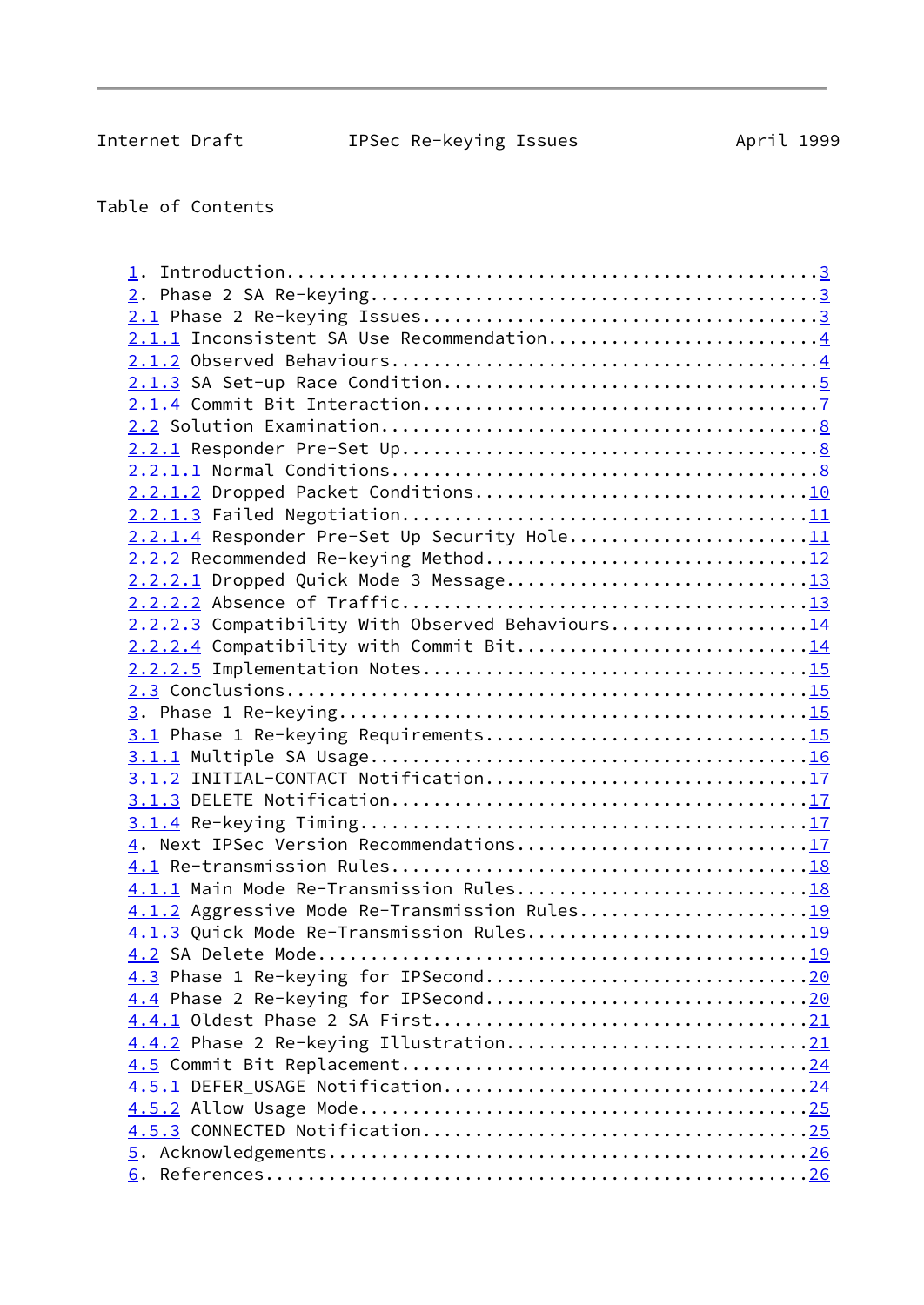Table of Contents

```
   1. Introduction.................................................3
   2. Phase 2 SA Re-keying.........................................3
   2.1 Phase 2 Re-keying Issues....................................3
   2.1.1 Inconsistent SA Use Recommendation........................4
   2.1.2 Observed Behaviours.......................................4
   2.1.3 SA Set-up Race Condition..................................5
   2.1.4 Commit Bit Interaction....................................7
   2.2 Solution Examination........................................8
   2.2.1 Responder Pre-Set Up......................................8
   2.2.1.1 Normal Conditions.......................................8
   2.2.1.2 Dropped Packet Conditions..............................10
   2.2.1.3 Failed Negotiation.....................................11
   2.2.1.4 Responder Pre-Set Up Security Hole.....................11
   2.2.2 Recommended Re-keying Method.............................12
   2.2.2.1 Dropped Quick Mode 3 Message...........................13
   2.2.2.2 Absence of Traffic.....................................13
   2.2.2.3 Compatibility With Observed Behaviours.................14
   2.2.2.4 Compatibility with Commit Bit..........................14
   2.2.2.5 Implementation Notes...................................15
   2.3 Conclusions................................................15
   3. Phase 1 Re-keying...........................................15
   3.1 Phase 1 Re-keying Requirements.............................15
   3.1.1 Multiple SA Usage........................................16
   3.1.2 INITIAL-CONTACT Notification.............................17
   3.1.3 DELETE Notification......................................17
   3.1.4 Re-keying Timing.........................................17
   4. Next IPSec Version Recommendations..........................17
   4.1 Re-transmission Rules......................................18
   4.1.1 Main Mode Re-Transmission Rules..........................18
   4.1.2 Aggressive Mode Re-Transmission Rules....................19
   4.1.3 Quick Mode Re-Transmission Rules.........................19
   4.2 SA Delete Mode.............................................19
   4.3 Phase 1 Re-keying for IPSecond.............................20
   4.4 Phase 2 Re-keying for IPSecond.............................20
   4.4.1 Oldest Phase 2 SA First..................................21
   4.4.2 Phase 2 Re-keying Illustration...........................21
   4.5 Commit Bit Replacement.....................................24
   4.5.1 DEFER_USAGE Notification.................................24
   4.5.2 Allow Usage Mode.........................................25
   4.5.3 CONNECTED Notification...................................25
   5. Acknowledgements............................................26
   6. References..................................................26
```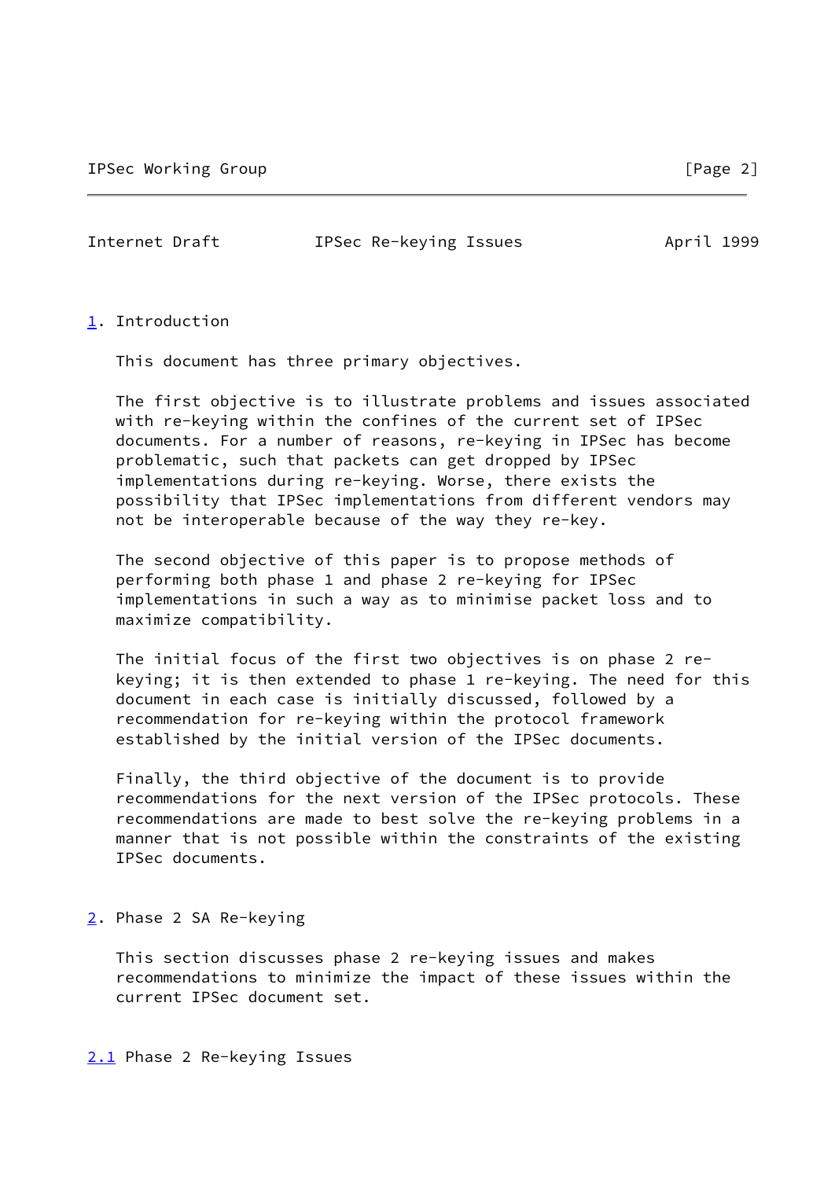## 1. Introduction

This document has three primary objectives.

The first objective is to illustrate problems and issues associated with re-keying within the confines of the current set of IPSec documents. For a number of reasons, re-keying in IPSec has become problematic, such that packets can get dropped by IPSec implementations during re-keying. Worse, there exists the possibility that IPSec implementations from different vendors may not be interoperable because of the way they re-key.

The second objective of this paper is to propose methods of performing both phase 1 and phase 2 re-keying for IPSec implementations in such a way as to minimise packet loss and to maximize compatibility.

The initial focus of the first two objectives is on phase 2 re-keying; it is then extended to phase 1 re-keying. The need for this document in each case is initially discussed, followed by a recommendation for re-keying within the protocol framework established by the initial version of the IPSec documents.

Finally, the third objective of the document is to provide recommendations for the next version of the IPSec protocols. These recommendations are made to best solve the re-keying problems in a manner that is not possible within the constraints of the existing IPSec documents.

## 2. Phase 2 SA Re-keying

This section discusses phase 2 re-keying issues and makes recommendations to minimize the impact of these issues within the current IPSec document set.

### 2.1 Phase 2 Re-keying Issues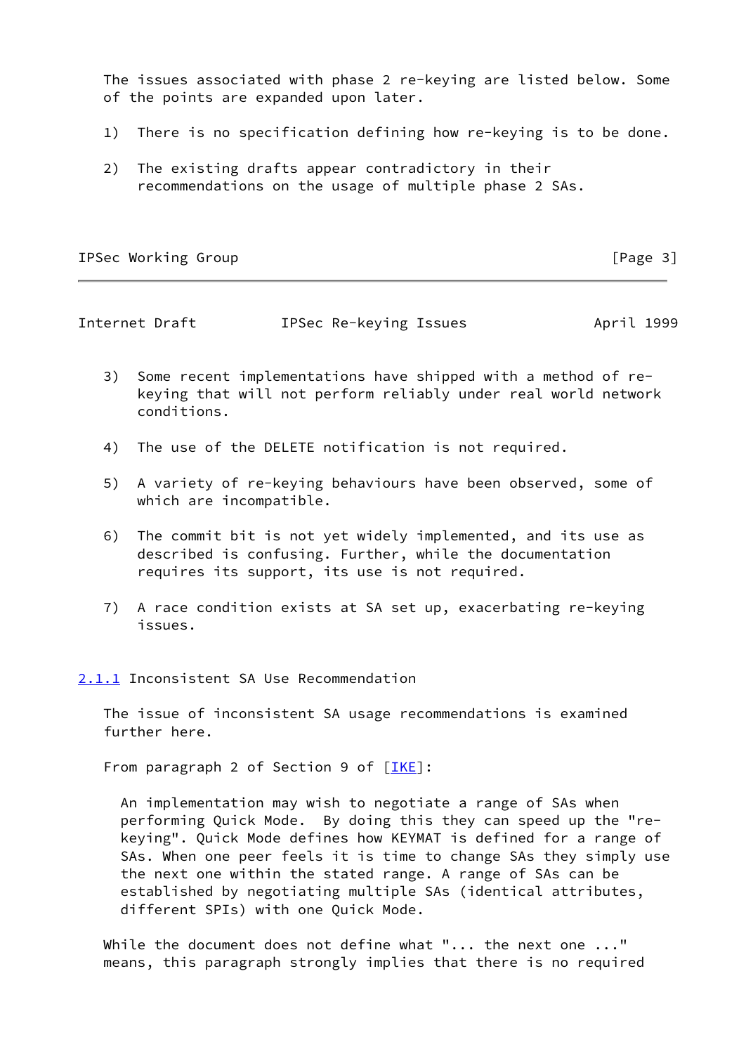The issues associated with phase 2 re-keying are listed below. Some of the points are expanded upon later.

1) There is no specification defining how re-keying is to be done.

2) The existing drafts appear contradictory in their recommendations on the usage of multiple phase 2 SAs.

3) Some recent implementations have shipped with a method of re-keying that will not perform reliably under real world network conditions.

4) The use of the DELETE notification is not required.

5) A variety of re-keying behaviours have been observed, some of which are incompatible.

6) The commit bit is not yet widely implemented, and its use as described is confusing. Further, while the documentation requires its support, its use is not required.

7) A race condition exists at SA set up, exacerbating re-keying issues.

### 2.1.1 Inconsistent SA Use Recommendation

The issue of inconsistent SA usage recommendations is examined further here.

From paragraph 2 of Section 9 of [IKE]:

> An implementation may wish to negotiate a range of SAs when performing Quick Mode. By doing this they can speed up the "re-keying". Quick Mode defines how KEYMAT is defined for a range of SAs. When one peer feels it is time to change SAs they simply use the next one within the stated range. A range of SAs can be established by negotiating multiple SAs (identical attributes, different SPIs) with one Quick Mode.

While the document does not define what "... the next one ..." means, this paragraph strongly implies that there is no required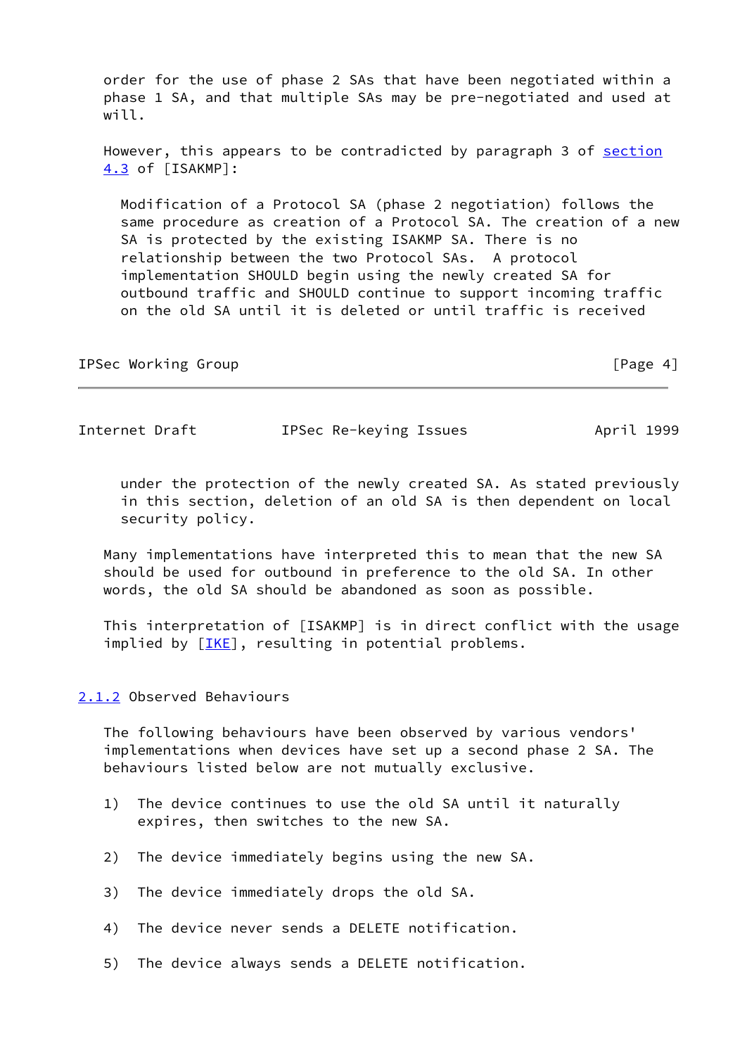order for the use of phase 2 SAs that have been negotiated within a phase 1 SA, and that multiple SAs may be pre-negotiated and used at will.

However, this appears to be contradicted by paragraph 3 of section 4.3 of [ISAKMP]:

> Modification of a Protocol SA (phase 2 negotiation) follows the same procedure as creation of a Protocol SA. The creation of a new SA is protected by the existing ISAKMP SA. There is no relationship between the two Protocol SAs. A protocol implementation SHOULD begin using the newly created SA for outbound traffic and SHOULD continue to support incoming traffic on the old SA until it is deleted or until traffic is received under the protection of the newly created SA. As stated previously in this section, deletion of an old SA is then dependent on local security policy.

Many implementations have interpreted this to mean that the new SA should be used for outbound in preference to the old SA. In other words, the old SA should be abandoned as soon as possible.

This interpretation of [ISAKMP] is in direct conflict with the usage implied by [IKE], resulting in potential problems.

### 2.1.2 Observed Behaviours

The following behaviours have been observed by various vendors' implementations when devices have set up a second phase 2 SA. The behaviours listed below are not mutually exclusive.

1) The device continues to use the old SA until it naturally expires, then switches to the new SA.

2) The device immediately begins using the new SA.

3) The device immediately drops the old SA.

4) The device never sends a DELETE notification.

5) The device always sends a DELETE notification.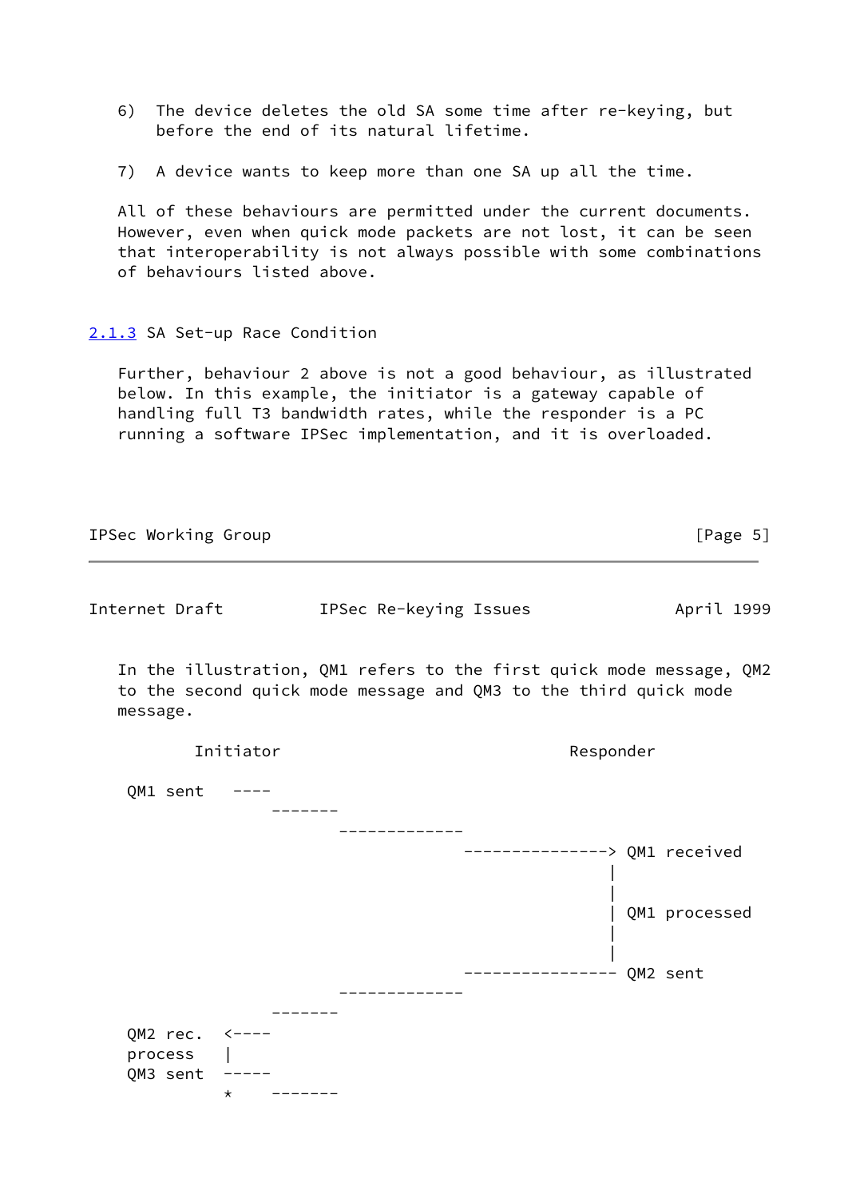6) The device deletes the old SA some time after re-keying, but before the end of its natural lifetime.

7) A device wants to keep more than one SA up all the time.

All of these behaviours are permitted under the current documents. However, even when quick mode packets are not lost, it can be seen that interoperability is not always possible with some combinations of behaviours listed above.

### 2.1.3 SA Set-up Race Condition

Further, behaviour 2 above is not a good behaviour, as illustrated below. In this example, the initiator is a gateway capable of handling full T3 bandwidth rates, while the responder is a PC running a software IPSec implementation, and it is overloaded.

In the illustration, QM1 refers to the first quick mode message, QM2 to the second quick mode message and QM3 to the third quick mode message.

```
        Initiator                                 Responder

 QM1 sent   ----
                -------
                       -------------
                                    ---------------> QM1 received
                                                   |
                                                   |
                                                   | QM1 processed
                                                   |
                                                   |
                                    ---------------- QM2 sent
                       -------------
                -------
 QM2 rec.  <----
 process   |
 QM3 sent  -----
           *    -------
```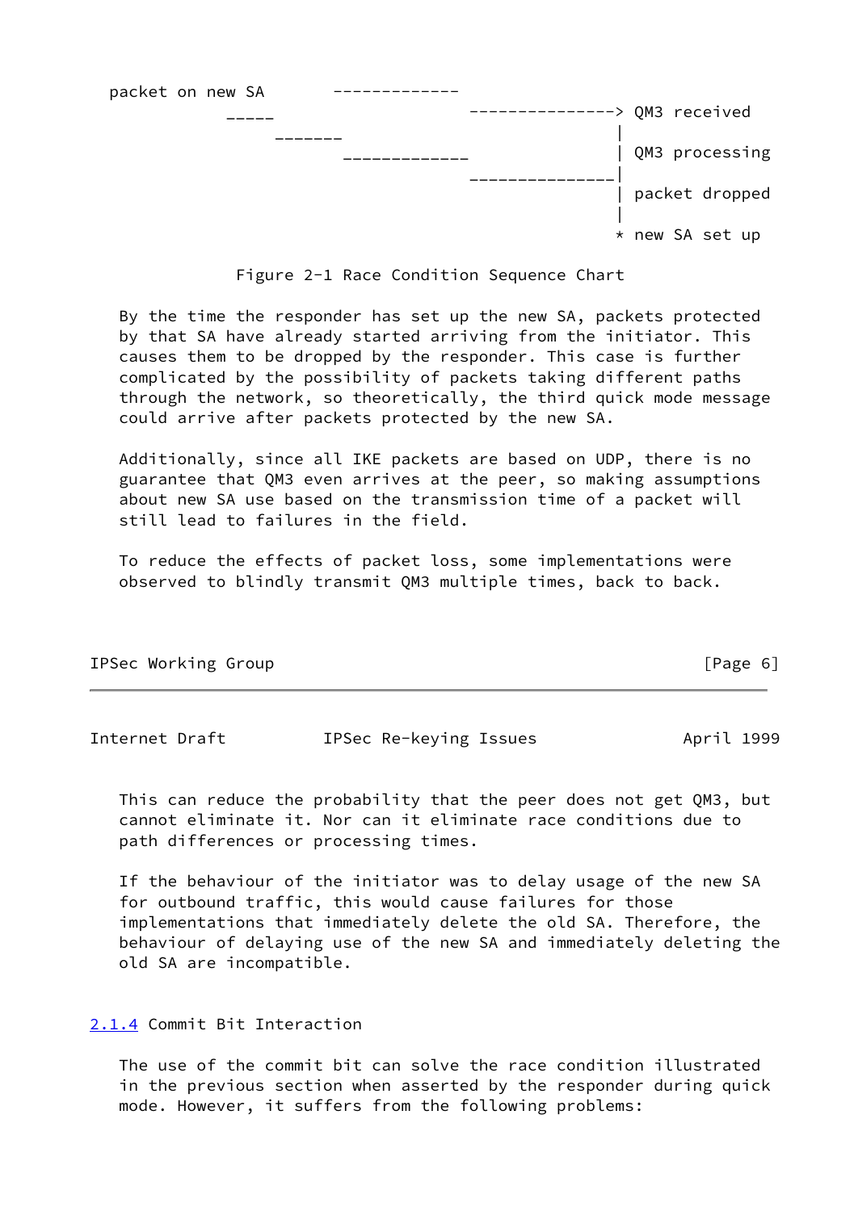```
  packet on new SA       -------------
             -----                    ---------------> QM3 received
                 -------                              |
                       -------------                  | QM3 processing
                                    ---------------|
                                                      | packet dropped
                                                      |
                                                      * new SA set up
```

Figure 2-1 Race Condition Sequence Chart

By the time the responder has set up the new SA, packets protected by that SA have already started arriving from the initiator. This causes them to be dropped by the responder. This case is further complicated by the possibility of packets taking different paths through the network, so theoretically, the third quick mode message could arrive after packets protected by the new SA.

Additionally, since all IKE packets are based on UDP, there is no guarantee that QM3 even arrives at the peer, so making assumptions about new SA use based on the transmission time of a packet will still lead to failures in the field.

To reduce the effects of packet loss, some implementations were observed to blindly transmit QM3 multiple times, back to back.

This can reduce the probability that the peer does not get QM3, but cannot eliminate it. Nor can it eliminate race conditions due to path differences or processing times.

If the behaviour of the initiator was to delay usage of the new SA for outbound traffic, this would cause failures for those implementations that immediately delete the old SA. Therefore, the behaviour of delaying use of the new SA and immediately deleting the old SA are incompatible.

### 2.1.4 Commit Bit Interaction

The use of the commit bit can solve the race condition illustrated in the previous section when asserted by the responder during quick mode. However, it suffers from the following problems: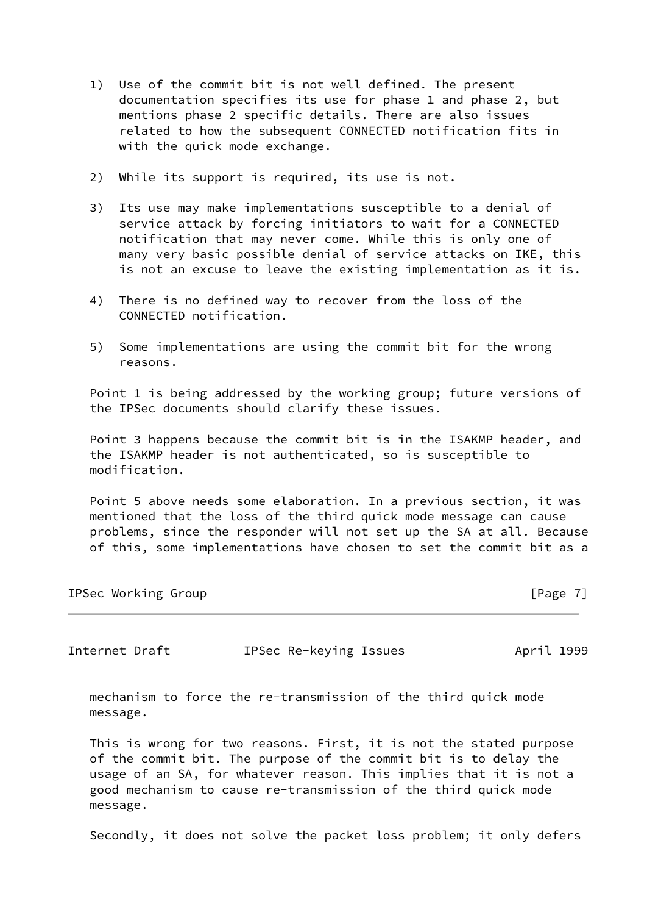1) Use of the commit bit is not well defined. The present documentation specifies its use for phase 1 and phase 2, but mentions phase 2 specific details. There are also issues related to how the subsequent CONNECTED notification fits in with the quick mode exchange.

2) While its support is required, its use is not.

3) Its use may make implementations susceptible to a denial of service attack by forcing initiators to wait for a CONNECTED notification that may never come. While this is only one of many very basic possible denial of service attacks on IKE, this is not an excuse to leave the existing implementation as it is.

4) There is no defined way to recover from the loss of the CONNECTED notification.

5) Some implementations are using the commit bit for the wrong reasons.

Point 1 is being addressed by the working group; future versions of the IPSec documents should clarify these issues.

Point 3 happens because the commit bit is in the ISAKMP header, and the ISAKMP header is not authenticated, so is susceptible to modification.

Point 5 above needs some elaboration. In a previous section, it was mentioned that the loss of the third quick mode message can cause problems, since the responder will not set up the SA at all. Because of this, some implementations have chosen to set the commit bit as a mechanism to force the re-transmission of the third quick mode message.

This is wrong for two reasons. First, it is not the stated purpose of the commit bit. The purpose of the commit bit is to delay the usage of an SA, for whatever reason. This implies that it is not a good mechanism to cause re-transmission of the third quick mode message.

Secondly, it does not solve the packet loss problem; it only defers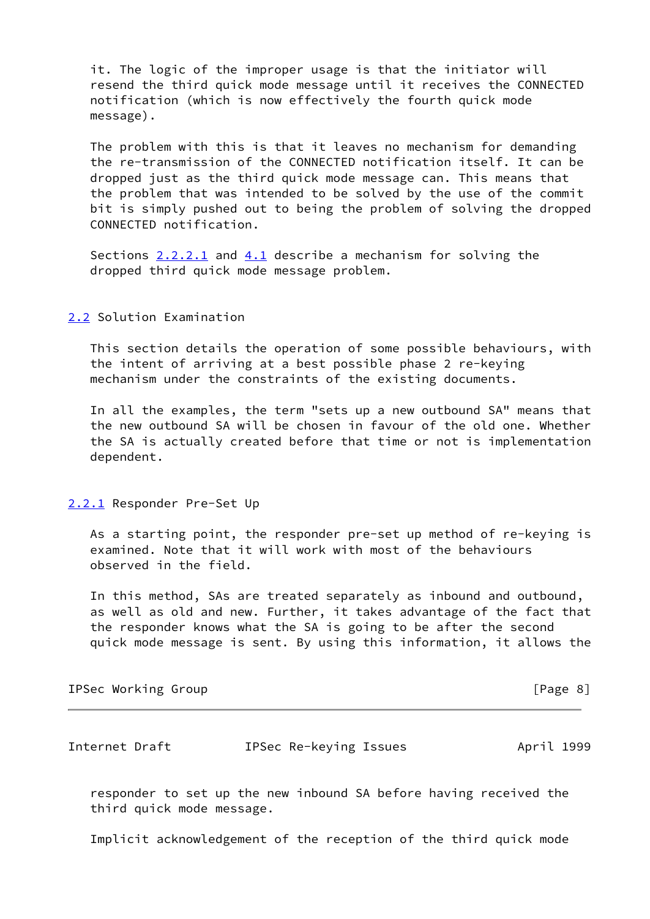it. The logic of the improper usage is that the initiator will resend the third quick mode message until it receives the CONNECTED notification (which is now effectively the fourth quick mode message).

The problem with this is that it leaves no mechanism for demanding the re-transmission of the CONNECTED notification itself. It can be dropped just as the third quick mode message can. This means that the problem that was intended to be solved by the use of the commit bit is simply pushed out to being the problem of solving the dropped CONNECTED notification.

Sections 2.2.2.1 and 4.1 describe a mechanism for solving the dropped third quick mode message problem.

## 2.2 Solution Examination

This section details the operation of some possible behaviours, with the intent of arriving at a best possible phase 2 re-keying mechanism under the constraints of the existing documents.

In all the examples, the term "sets up a new outbound SA" means that the new outbound SA will be chosen in favour of the old one. Whether the SA is actually created before that time or not is implementation dependent.

### 2.2.1 Responder Pre-Set Up

As a starting point, the responder pre-set up method of re-keying is examined. Note that it will work with most of the behaviours observed in the field.

In this method, SAs are treated separately as inbound and outbound, as well as old and new. Further, it takes advantage of the fact that the responder knows what the SA is going to be after the second quick mode message is sent. By using this information, it allows the responder to set up the new inbound SA before having received the third quick mode message.

Implicit acknowledgement of the reception of the third quick mode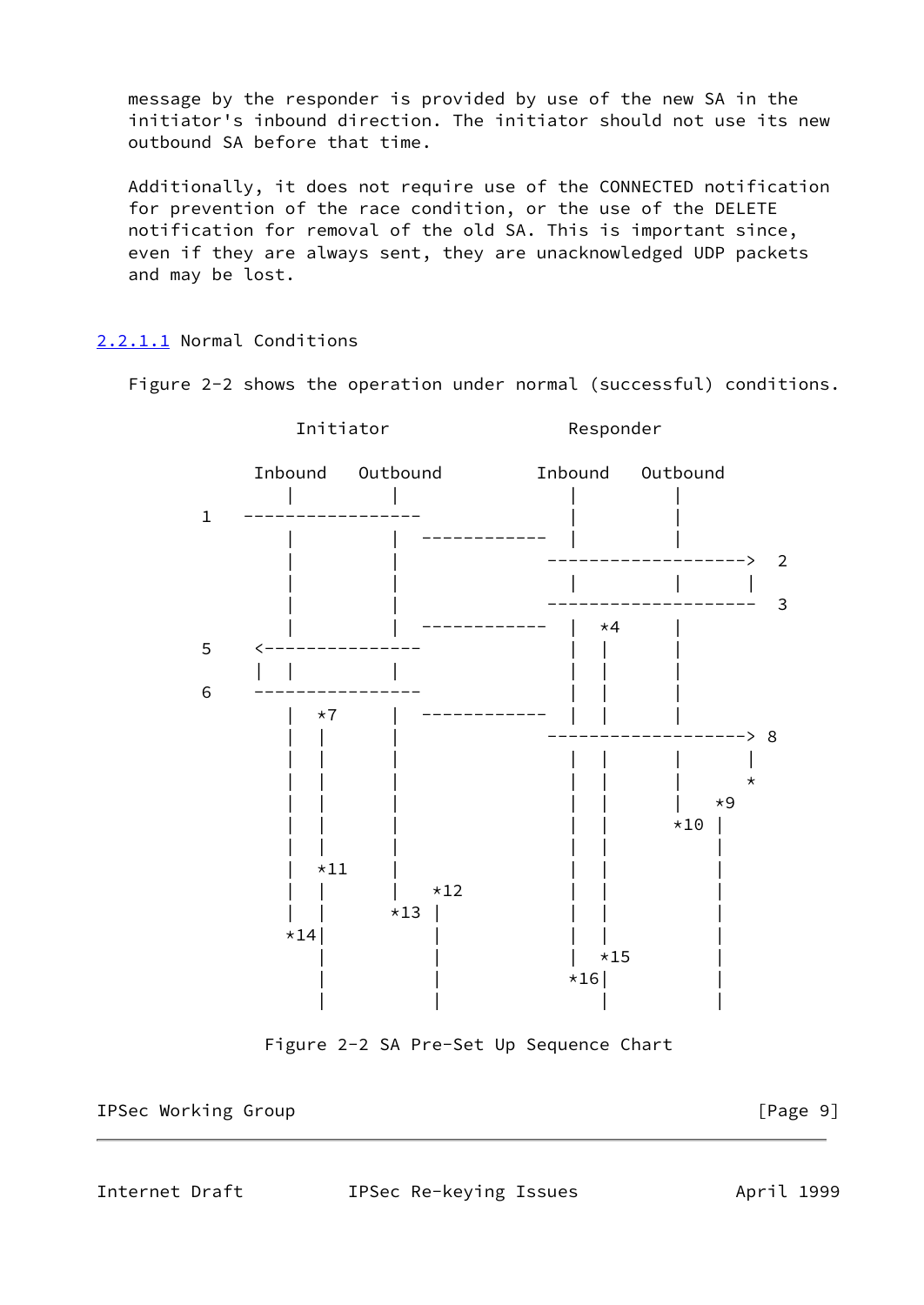message by the responder is provided by use of the new SA in the initiator's inbound direction. The initiator should not use its new outbound SA before that time.

Additionally, it does not require use of the CONNECTED notification for prevention of the race condition, or the use of the DELETE notification for removal of the old SA. This is important since, even if they are always sent, they are unacknowledged UDP packets and may be lost.

### 2.2.1.1 Normal Conditions

Figure 2-2 shows the operation under normal (successful) conditions.

```
                 Initiator                  Responder

               Inbound    Outbound         Inbound    Outbound
                  |          |                |          |
       1   -----------------                  |          |
                  |          |  ------------  |          |
                  |          |             ------------------->  2
                  |          |                |          |      |
                  |          |             --------------------  3
                  |          |  ------------  |  *4      |
       5    <----------------                 |  |       |
            |  |          |                   |  |       |
       6    ----------------                  |  |       |
                  |  *7      |  ------------  |  |       |
                  |  |       |             ------------------> 8
                  |  |       |                |  |       |      |
                  |  |       |                |  |       |      *
                  |  |       |                |  |       |   *9
                  |  |       |                |  |     *10 |
                  |  |       |                |  |          |
                  |  *11     |                |  |          |
                  |  |       |   *12          |  |          |
                  |  |     *13 |              |  |          |
                *14|         |                |  |          |
                     |         |              |  *15        |
                     |         |            *16|            |
                     |         |               |            |
```

Figure 2-2 SA Pre-Set Up Sequence Chart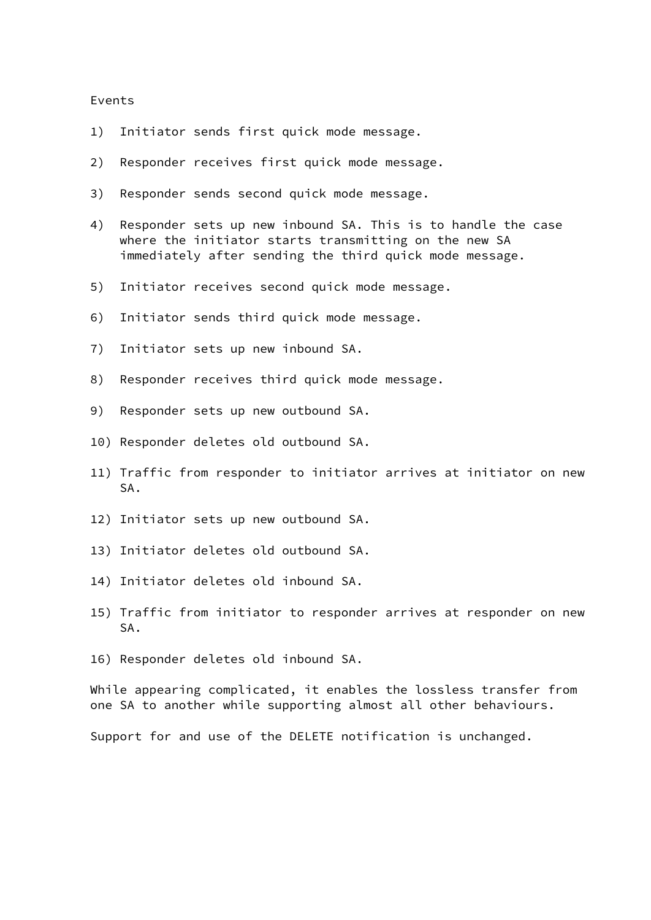Events

1) Initiator sends first quick mode message.

2) Responder receives first quick mode message.

3) Responder sends second quick mode message.

4) Responder sets up new inbound SA. This is to handle the case where the initiator starts transmitting on the new SA immediately after sending the third quick mode message.

5) Initiator receives second quick mode message.

6) Initiator sends third quick mode message.

7) Initiator sets up new inbound SA.

8) Responder receives third quick mode message.

9) Responder sets up new outbound SA.

10) Responder deletes old outbound SA.

11) Traffic from responder to initiator arrives at initiator on new SA.

12) Initiator sets up new outbound SA.

13) Initiator deletes old outbound SA.

14) Initiator deletes old inbound SA.

15) Traffic from initiator to responder arrives at responder on new SA.

16) Responder deletes old inbound SA.

While appearing complicated, it enables the lossless transfer from one SA to another while supporting almost all other behaviours.

Support for and use of the DELETE notification is unchanged.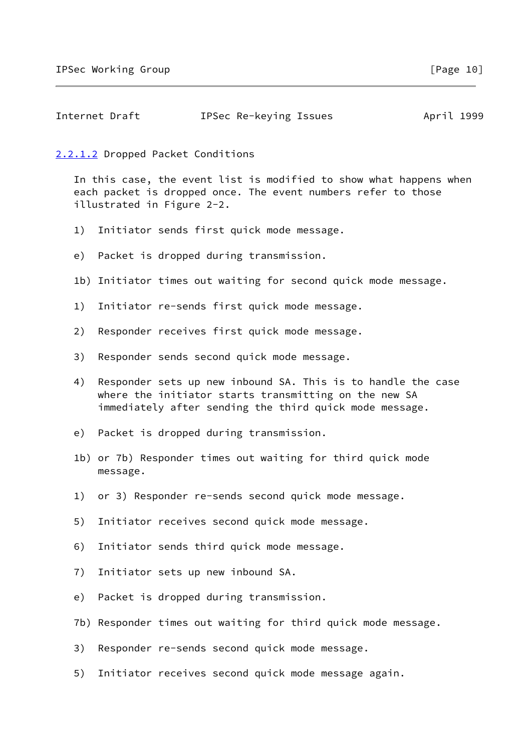#### 2.2.1.2 Dropped Packet Conditions

In this case, the event list is modified to show what happens when each packet is dropped once. The event numbers refer to those illustrated in Figure 2-2.

1) Initiator sends first quick mode message.

e) Packet is dropped during transmission.

1b) Initiator times out waiting for second quick mode message.

1) Initiator re-sends first quick mode message.

2) Responder receives first quick mode message.

3) Responder sends second quick mode message.

4) Responder sets up new inbound SA. This is to handle the case where the initiator starts transmitting on the new SA immediately after sending the third quick mode message.

e) Packet is dropped during transmission.

1b) or 7b) Responder times out waiting for third quick mode message.

1) or 3) Responder re-sends second quick mode message.

5) Initiator receives second quick mode message.

6) Initiator sends third quick mode message.

7) Initiator sets up new inbound SA.

e) Packet is dropped during transmission.

7b) Responder times out waiting for third quick mode message.

3) Responder re-sends second quick mode message.

5) Initiator receives second quick mode message again.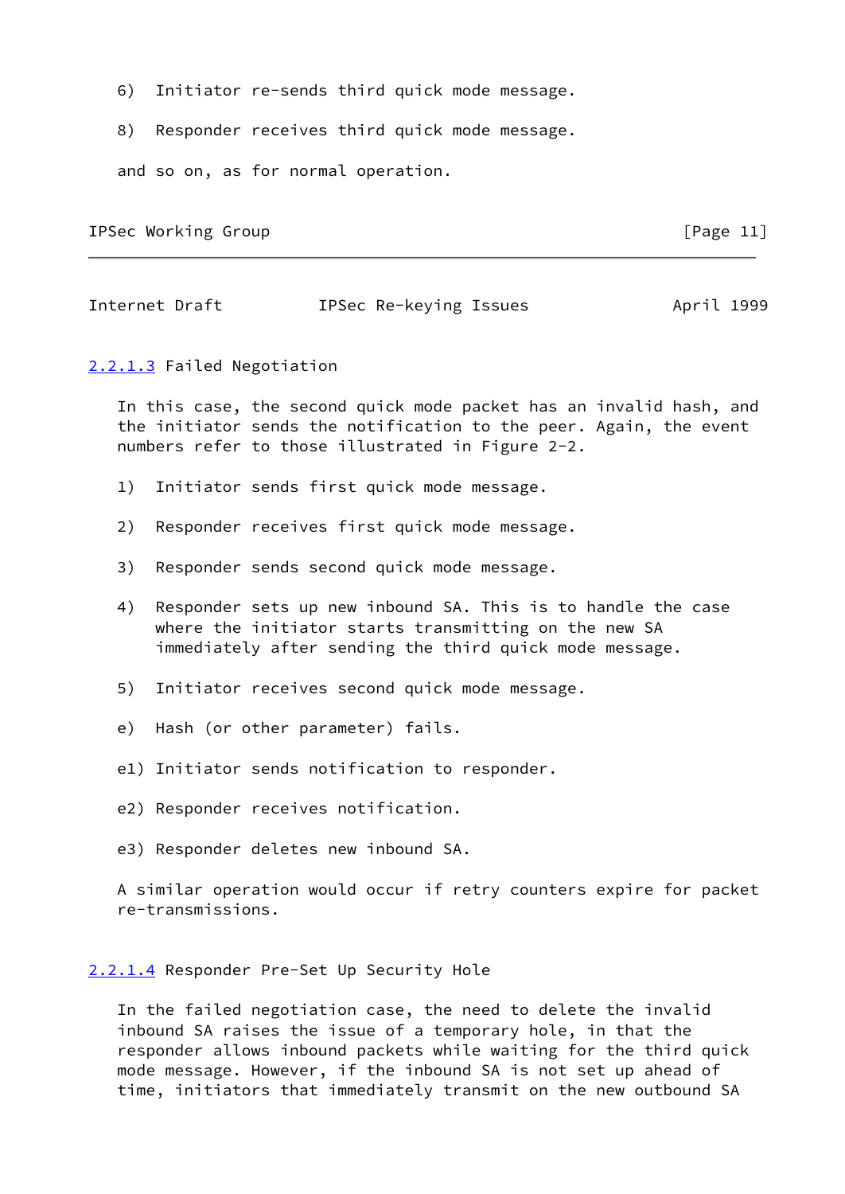6) Initiator re-sends third quick mode message.

8) Responder receives third quick mode message.

and so on, as for normal operation.

#### 2.2.1.3 Failed Negotiation

In this case, the second quick mode packet has an invalid hash, and the initiator sends the notification to the peer. Again, the event numbers refer to those illustrated in Figure 2-2.

1) Initiator sends first quick mode message.

2) Responder receives first quick mode message.

3) Responder sends second quick mode message.

4) Responder sets up new inbound SA. This is to handle the case where the initiator starts transmitting on the new SA immediately after sending the third quick mode message.

5) Initiator receives second quick mode message.

e) Hash (or other parameter) fails.

e1) Initiator sends notification to responder.

e2) Responder receives notification.

e3) Responder deletes new inbound SA.

A similar operation would occur if retry counters expire for packet re-transmissions.

#### 2.2.1.4 Responder Pre-Set Up Security Hole

In the failed negotiation case, the need to delete the invalid inbound SA raises the issue of a temporary hole, in that the responder allows inbound packets while waiting for the third quick mode message. However, if the inbound SA is not set up ahead of time, initiators that immediately transmit on the new outbound SA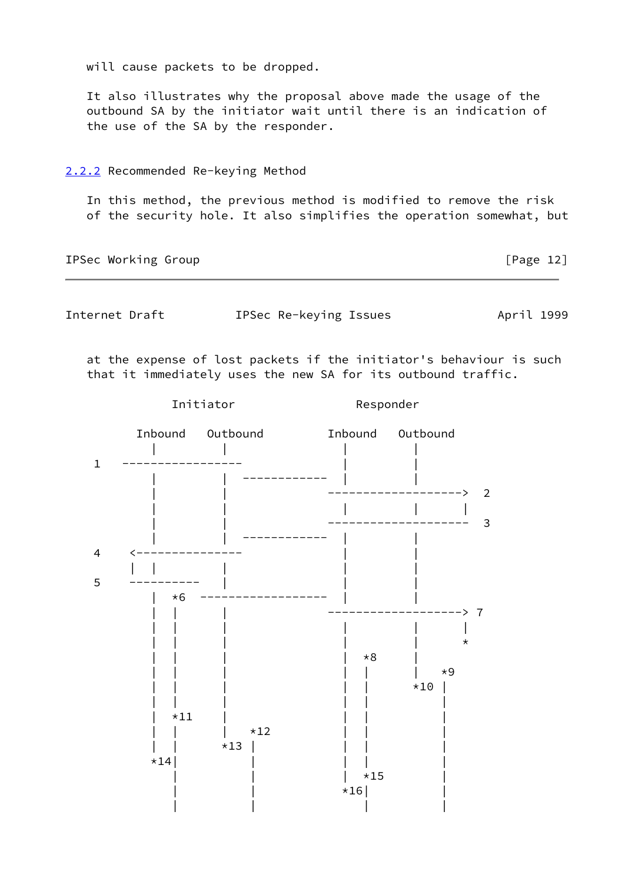will cause packets to be dropped.

It also illustrates why the proposal above made the usage of the outbound SA by the initiator wait until there is an indication of the use of the SA by the responder.

### 2.2.2 Recommended Re-keying Method

In this method, the previous method is modified to remove the risk of the security hole. It also simplifies the operation somewhat, but at the expense of lost packets if the initiator's behaviour is such that it immediately uses the new SA for its outbound traffic.

```
              Initiator                 Responder

          Inbound   Outbound         Inbound   Outbound
             |         |                |         |
   1   -----------------                |         |
             |         |  ------------  |         |
             |         |             -------------------->  2
             |         |                |         |      |
             |         |             ---------------------  3
             |         |  ------------  |         |
   4     <---------------               |         |
         |   |         |                |         |
   5     ----------    |                |         |
             |  *6  ------------------  |         |
             |  |      |             -------------------> 7
             |  |      |                |         |      |
             |  |      |                |         |      *
             |  |      |                |  *8     |
             |  |      |                |  |      |   *9
             |  |      |                |  |    *10 |
             |  |      |                |  |        |
             |  *11    |                |  |        |
             |  |      |   *12          |  |        |
             |  |    *13 |              |  |        |
           *14|          |              |  |        |
              |          |              |  *15      |
              |          |            *16|          |
              |          |               |          |
```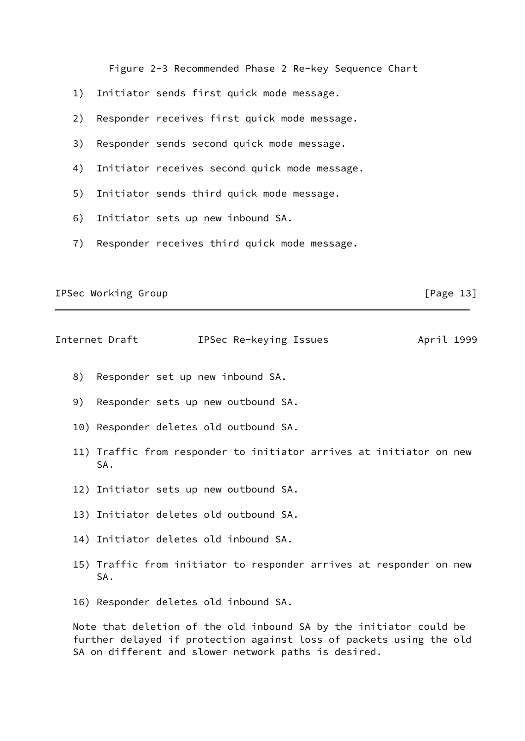Figure 2-3 Recommended Phase 2 Re-key Sequence Chart

1) Initiator sends first quick mode message.

2) Responder receives first quick mode message.

3) Responder sends second quick mode message.

4) Initiator receives second quick mode message.

5) Initiator sends third quick mode message.

6) Initiator sets up new inbound SA.

7) Responder receives third quick mode message.

8) Responder set up new inbound SA.

9) Responder sets up new outbound SA.

10) Responder deletes old outbound SA.

11) Traffic from responder to initiator arrives at initiator on new SA.

12) Initiator sets up new outbound SA.

13) Initiator deletes old outbound SA.

14) Initiator deletes old inbound SA.

15) Traffic from initiator to responder arrives at responder on new SA.

16) Responder deletes old inbound SA.

Note that deletion of the old inbound SA by the initiator could be further delayed if protection against loss of packets using the old SA on different and slower network paths is desired.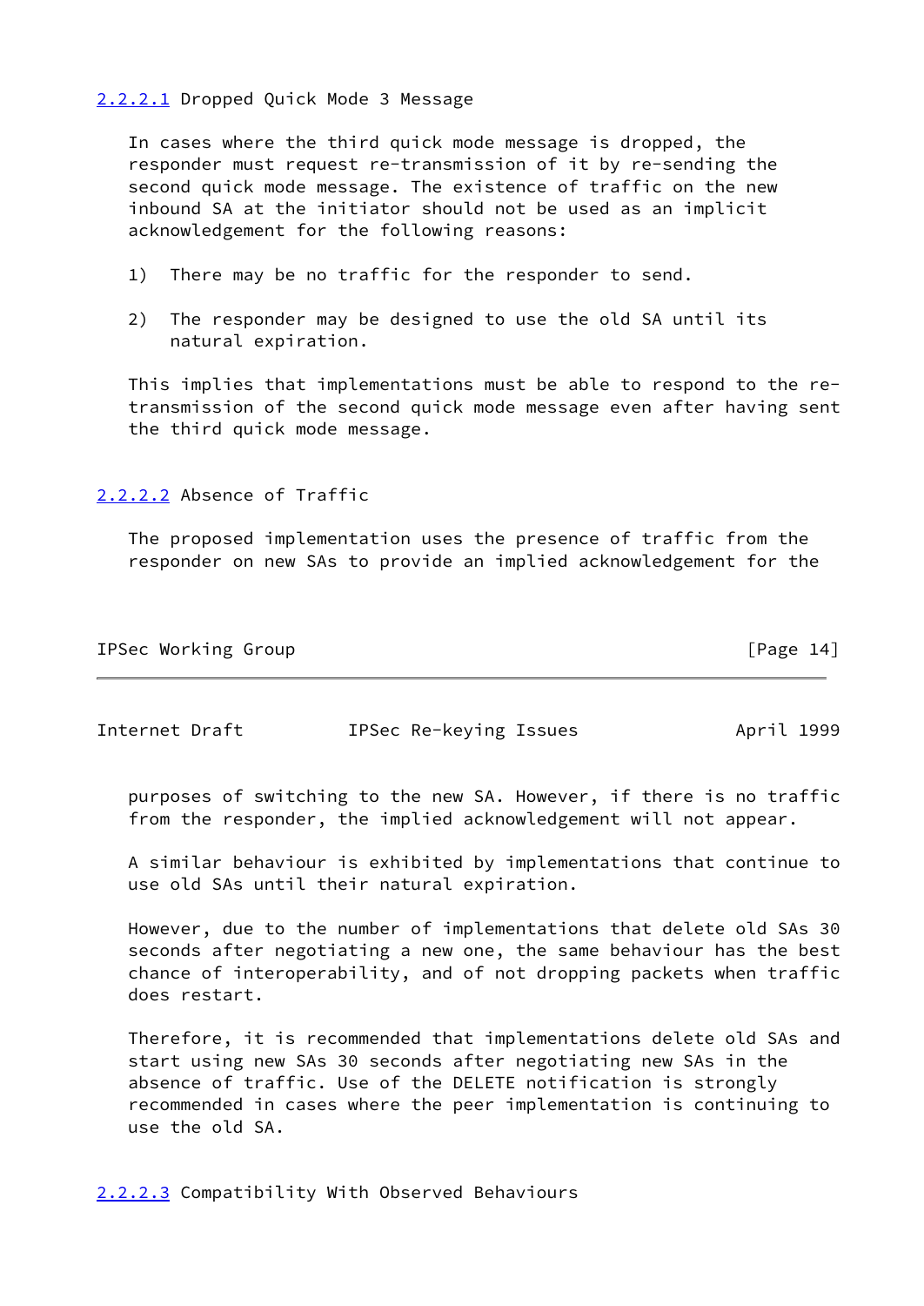#### 2.2.2.1 Dropped Quick Mode 3 Message

In cases where the third quick mode message is dropped, the responder must request re-transmission of it by re-sending the second quick mode message. The existence of traffic on the new inbound SA at the initiator should not be used as an implicit acknowledgement for the following reasons:

1) There may be no traffic for the responder to send.

2) The responder may be designed to use the old SA until its natural expiration.

This implies that implementations must be able to respond to the re-transmission of the second quick mode message even after having sent the third quick mode message.

#### 2.2.2.2 Absence of Traffic

The proposed implementation uses the presence of traffic from the responder on new SAs to provide an implied acknowledgement for the purposes of switching to the new SA. However, if there is no traffic from the responder, the implied acknowledgement will not appear.

A similar behaviour is exhibited by implementations that continue to use old SAs until their natural expiration.

However, due to the number of implementations that delete old SAs 30 seconds after negotiating a new one, the same behaviour has the best chance of interoperability, and of not dropping packets when traffic does restart.

Therefore, it is recommended that implementations delete old SAs and start using new SAs 30 seconds after negotiating new SAs in the absence of traffic. Use of the DELETE notification is strongly recommended in cases where the peer implementation is continuing to use the old SA.

#### 2.2.2.3 Compatibility With Observed Behaviours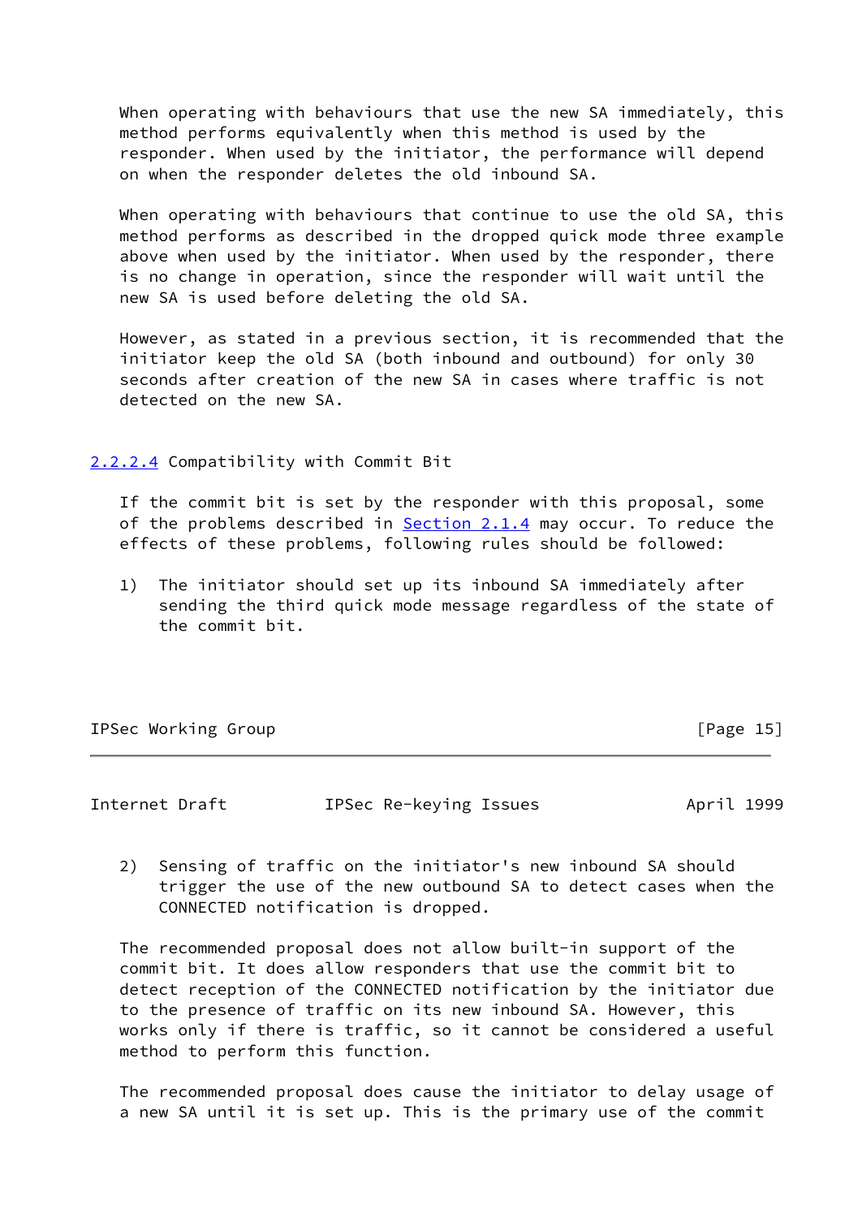When operating with behaviours that use the new SA immediately, this method performs equivalently when this method is used by the responder. When used by the initiator, the performance will depend on when the responder deletes the old inbound SA.

When operating with behaviours that continue to use the old SA, this method performs as described in the dropped quick mode three example above when used by the initiator. When used by the responder, there is no change in operation, since the responder will wait until the new SA is used before deleting the old SA.

However, as stated in a previous section, it is recommended that the initiator keep the old SA (both inbound and outbound) for only 30 seconds after creation of the new SA in cases where traffic is not detected on the new SA.

#### 2.2.2.4 Compatibility with Commit Bit

If the commit bit is set by the responder with this proposal, some of the problems described in Section 2.1.4 may occur. To reduce the effects of these problems, following rules should be followed:

1) The initiator should set up its inbound SA immediately after sending the third quick mode message regardless of the state of the commit bit.

2) Sensing of traffic on the initiator's new inbound SA should trigger the use of the new outbound SA to detect cases when the CONNECTED notification is dropped.

The recommended proposal does not allow built-in support of the commit bit. It does allow responders that use the commit bit to detect reception of the CONNECTED notification by the initiator due to the presence of traffic on its new inbound SA. However, this works only if there is traffic, so it cannot be considered a useful method to perform this function.

The recommended proposal does cause the initiator to delay usage of a new SA until it is set up. This is the primary use of the commit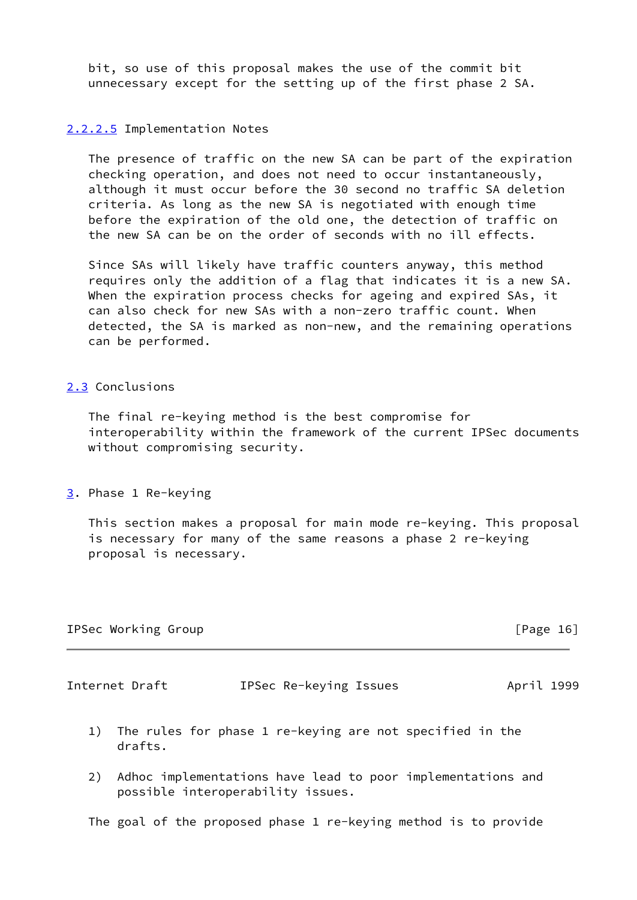bit, so use of this proposal makes the use of the commit bit unnecessary except for the setting up of the first phase 2 SA.

#### 2.2.2.5 Implementation Notes

The presence of traffic on the new SA can be part of the expiration checking operation, and does not need to occur instantaneously, although it must occur before the 30 second no traffic SA deletion criteria. As long as the new SA is negotiated with enough time before the expiration of the old one, the detection of traffic on the new SA can be on the order of seconds with no ill effects.

Since SAs will likely have traffic counters anyway, this method requires only the addition of a flag that indicates it is a new SA. When the expiration process checks for ageing and expired SAs, it can also check for new SAs with a non-zero traffic count. When detected, the SA is marked as non-new, and the remaining operations can be performed.

### 2.3 Conclusions

The final re-keying method is the best compromise for interoperability within the framework of the current IPSec documents without compromising security.

## 3. Phase 1 Re-keying

This section makes a proposal for main mode re-keying. This proposal is necessary for many of the same reasons a phase 2 re-keying proposal is necessary.

1) The rules for phase 1 re-keying are not specified in the drafts.

2) Adhoc implementations have lead to poor implementations and possible interoperability issues.

The goal of the proposed phase 1 re-keying method is to provide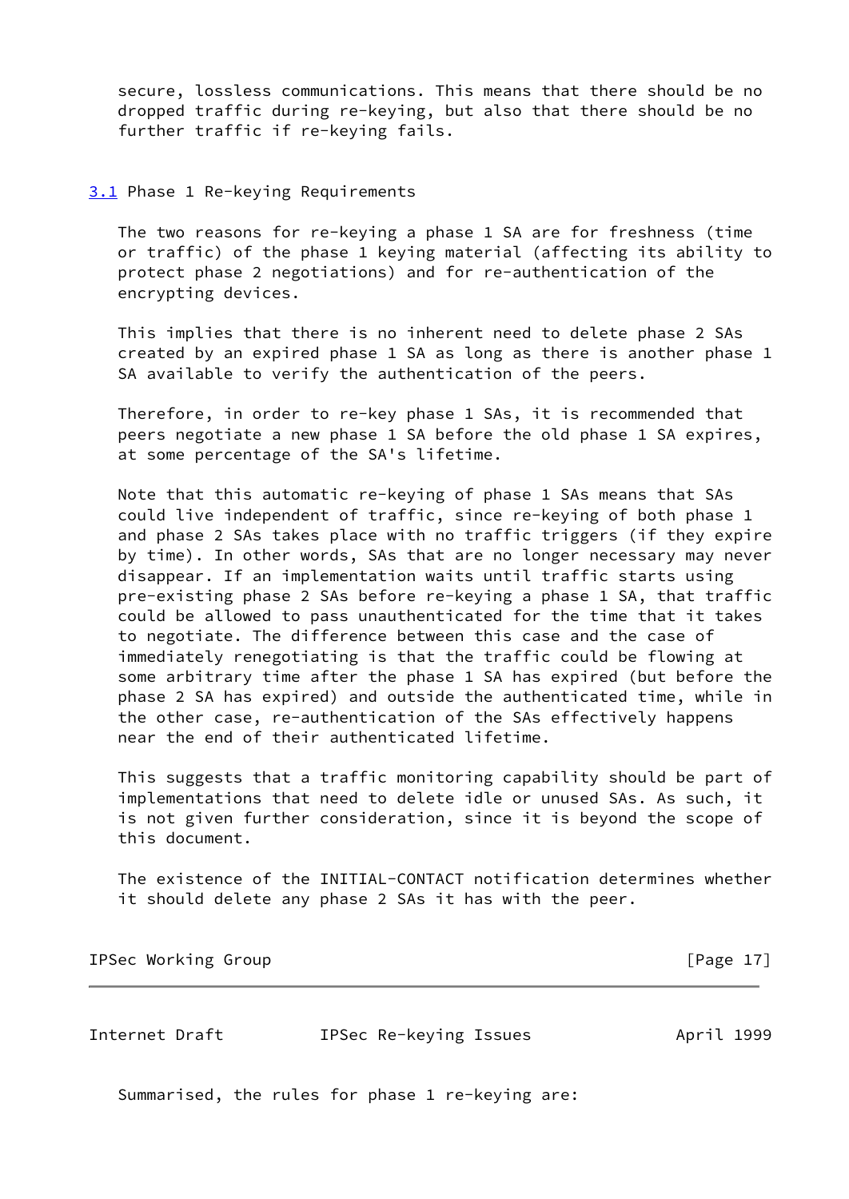secure, lossless communications. This means that there should be no dropped traffic during re-keying, but also that there should be no further traffic if re-keying fails.

### 3.1 Phase 1 Re-keying Requirements

The two reasons for re-keying a phase 1 SA are for freshness (time or traffic) of the phase 1 keying material (affecting its ability to protect phase 2 negotiations) and for re-authentication of the encrypting devices.

This implies that there is no inherent need to delete phase 2 SAs created by an expired phase 1 SA as long as there is another phase 1 SA available to verify the authentication of the peers.

Therefore, in order to re-key phase 1 SAs, it is recommended that peers negotiate a new phase 1 SA before the old phase 1 SA expires, at some percentage of the SA's lifetime.

Note that this automatic re-keying of phase 1 SAs means that SAs could live independent of traffic, since re-keying of both phase 1 and phase 2 SAs takes place with no traffic triggers (if they expire by time). In other words, SAs that are no longer necessary may never disappear. If an implementation waits until traffic starts using pre-existing phase 2 SAs before re-keying a phase 1 SA, that traffic could be allowed to pass unauthenticated for the time that it takes to negotiate. The difference between this case and the case of immediately renegotiating is that the traffic could be flowing at some arbitrary time after the phase 1 SA has expired (but before the phase 2 SA has expired) and outside the authenticated time, while in the other case, re-authentication of the SAs effectively happens near the end of their authenticated lifetime.

This suggests that a traffic monitoring capability should be part of implementations that need to delete idle or unused SAs. As such, it is not given further consideration, since it is beyond the scope of this document.

The existence of the INITIAL-CONTACT notification determines whether it should delete any phase 2 SAs it has with the peer.

Summarised, the rules for phase 1 re-keying are: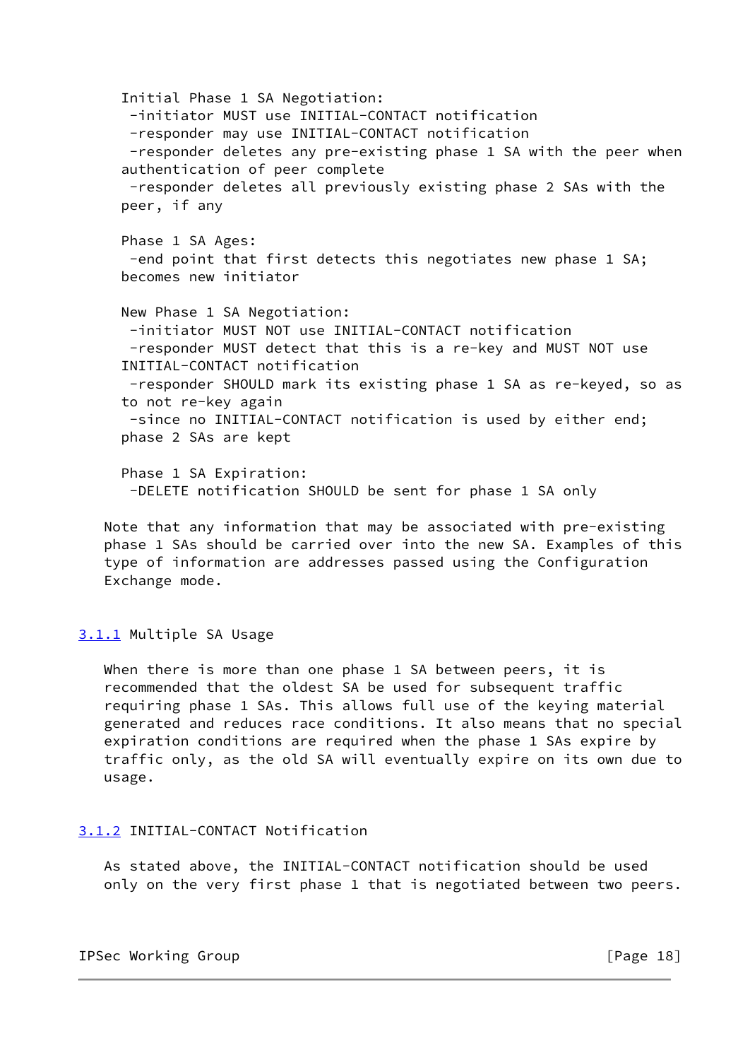Initial Phase 1 SA Negotiation:
- initiator MUST use INITIAL-CONTACT notification
- responder may use INITIAL-CONTACT notification
- responder deletes any pre-existing phase 1 SA with the peer when authentication of peer complete
- responder deletes all previously existing phase 2 SAs with the peer, if any

Phase 1 SA Ages:
- end point that first detects this negotiates new phase 1 SA; becomes new initiator

New Phase 1 SA Negotiation:
- initiator MUST NOT use INITIAL-CONTACT notification
- responder MUST detect that this is a re-key and MUST NOT use INITIAL-CONTACT notification
- responder SHOULD mark its existing phase 1 SA as re-keyed, so as to not re-key again
- since no INITIAL-CONTACT notification is used by either end; phase 2 SAs are kept

Phase 1 SA Expiration:
- DELETE notification SHOULD be sent for phase 1 SA only

Note that any information that may be associated with pre-existing phase 1 SAs should be carried over into the new SA. Examples of this type of information are addresses passed using the Configuration Exchange mode.

### 3.1.1 Multiple SA Usage

When there is more than one phase 1 SA between peers, it is recommended that the oldest SA be used for subsequent traffic requiring phase 1 SAs. This allows full use of the keying material generated and reduces race conditions. It also means that no special expiration conditions are required when the phase 1 SAs expire by traffic only, as the old SA will eventually expire on its own due to usage.

### 3.1.2 INITIAL-CONTACT Notification

As stated above, the INITIAL-CONTACT notification should be used only on the very first phase 1 that is negotiated between two peers.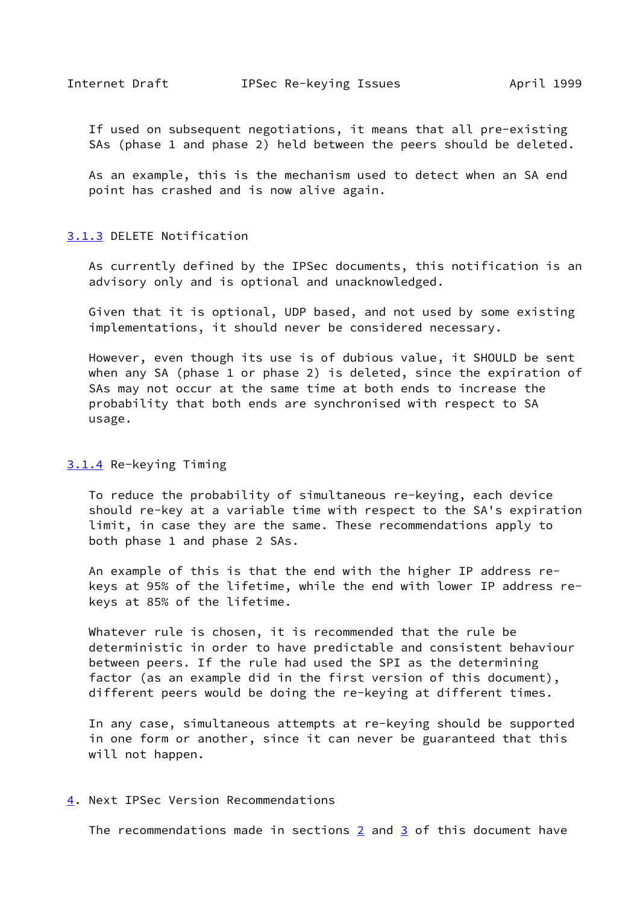If used on subsequent negotiations, it means that all pre-existing SAs (phase 1 and phase 2) held between the peers should be deleted.

As an example, this is the mechanism used to detect when an SA end point has crashed and is now alive again.

### 3.1.3 DELETE Notification

As currently defined by the IPSec documents, this notification is an advisory only and is optional and unacknowledged.

Given that it is optional, UDP based, and not used by some existing implementations, it should never be considered necessary.

However, even though its use is of dubious value, it SHOULD be sent when any SA (phase 1 or phase 2) is deleted, since the expiration of SAs may not occur at the same time at both ends to increase the probability that both ends are synchronised with respect to SA usage.

### 3.1.4 Re-keying Timing

To reduce the probability of simultaneous re-keying, each device should re-key at a variable time with respect to the SA's expiration limit, in case they are the same. These recommendations apply to both phase 1 and phase 2 SAs.

An example of this is that the end with the higher IP address re-keys at 95% of the lifetime, while the end with lower IP address re-keys at 85% of the lifetime.

Whatever rule is chosen, it is recommended that the rule be deterministic in order to have predictable and consistent behaviour between peers. If the rule had used the SPI as the determining factor (as an example did in the first version of this document), different peers would be doing the re-keying at different times.

In any case, simultaneous attempts at re-keying should be supported in one form or another, since it can never be guaranteed that this will not happen.

## 4. Next IPSec Version Recommendations

The recommendations made in sections 2 and 3 of this document have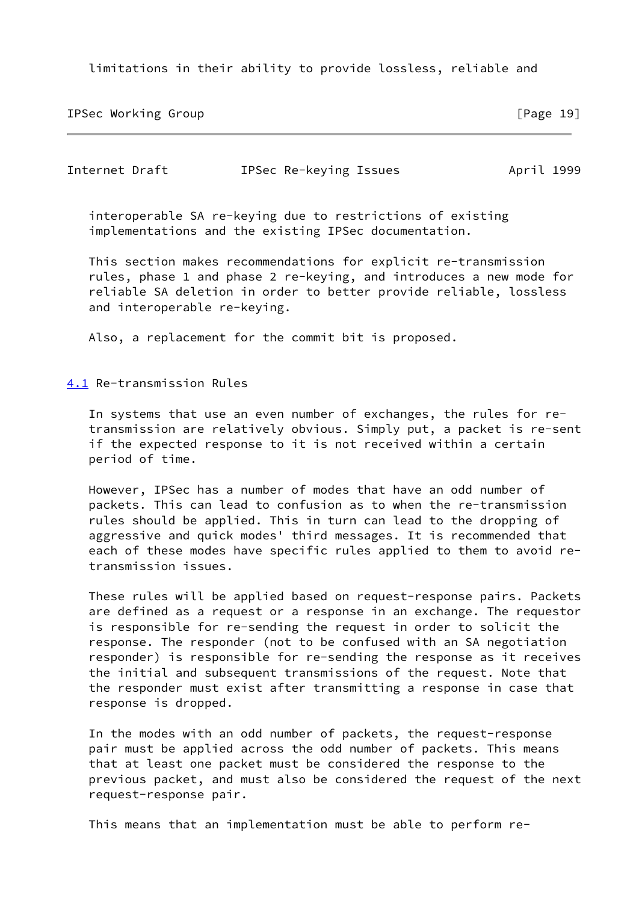limitations in their ability to provide lossless, reliable and

interoperable SA re-keying due to restrictions of existing implementations and the existing IPSec documentation.

This section makes recommendations for explicit re-transmission rules, phase 1 and phase 2 re-keying, and introduces a new mode for reliable SA deletion in order to better provide reliable, lossless and interoperable re-keying.

Also, a replacement for the commit bit is proposed.

## 4.1 Re-transmission Rules

In systems that use an even number of exchanges, the rules for re-transmission are relatively obvious. Simply put, a packet is re-sent if the expected response to it is not received within a certain period of time.

However, IPSec has a number of modes that have an odd number of packets. This can lead to confusion as to when the re-transmission rules should be applied. This in turn can lead to the dropping of aggressive and quick modes' third messages. It is recommended that each of these modes have specific rules applied to them to avoid re-transmission issues.

These rules will be applied based on request-response pairs. Packets are defined as a request or a response in an exchange. The requestor is responsible for re-sending the request in order to solicit the response. The responder (not to be confused with an SA negotiation responder) is responsible for re-sending the response as it receives the initial and subsequent transmissions of the request. Note that the responder must exist after transmitting a response in case that response is dropped.

In the modes with an odd number of packets, the request-response pair must be applied across the odd number of packets. This means that at least one packet must be considered the response to the previous packet, and must also be considered the request of the next request-response pair.

This means that an implementation must be able to perform re-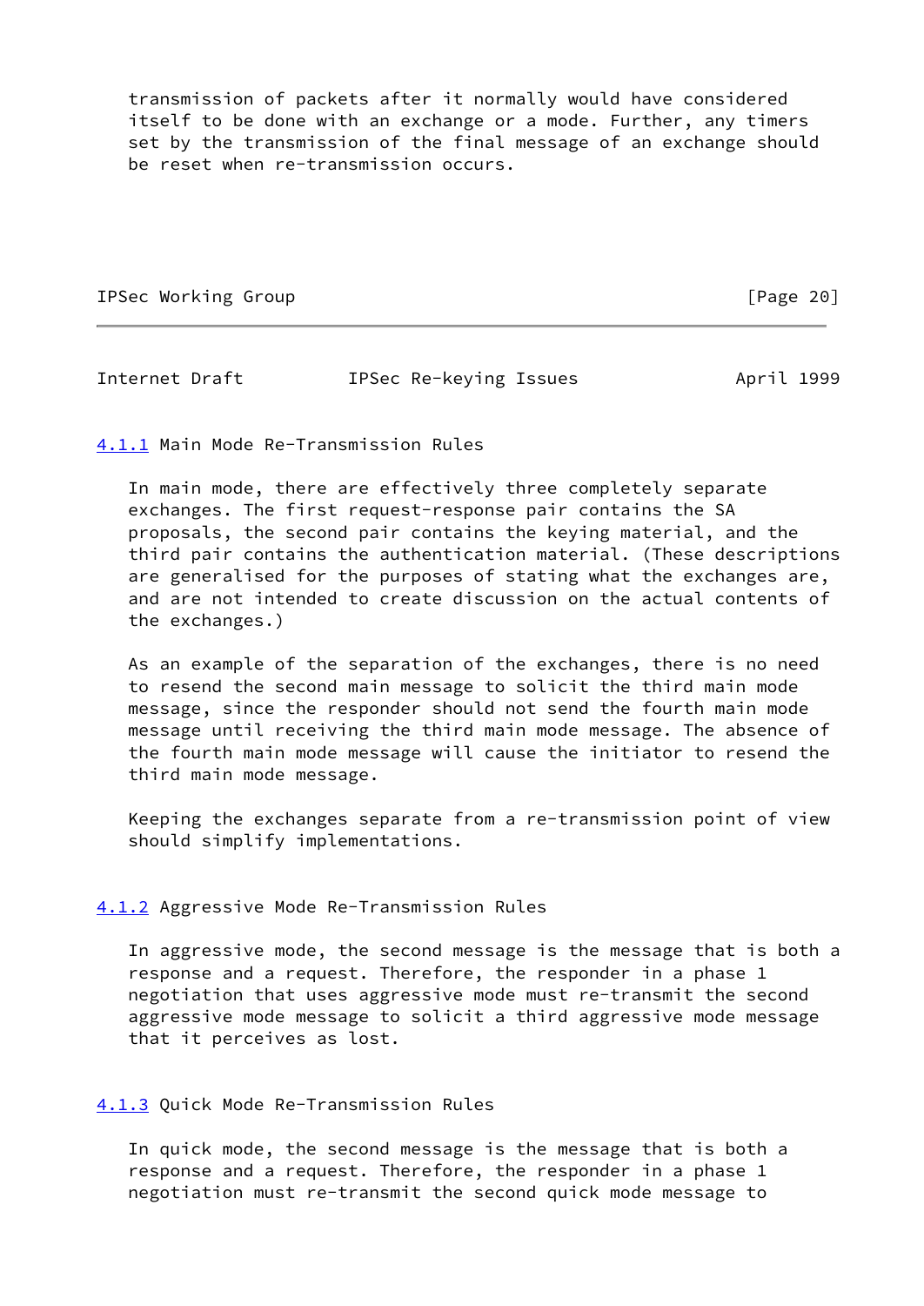transmission of packets after it normally would have considered itself to be done with an exchange or a mode. Further, any timers set by the transmission of the final message of an exchange should be reset when re-transmission occurs.

### 4.1.1 Main Mode Re-Transmission Rules

In main mode, there are effectively three completely separate exchanges. The first request-response pair contains the SA proposals, the second pair contains the keying material, and the third pair contains the authentication material. (These descriptions are generalised for the purposes of stating what the exchanges are, and are not intended to create discussion on the actual contents of the exchanges.)

As an example of the separation of the exchanges, there is no need to resend the second main message to solicit the third main mode message, since the responder should not send the fourth main mode message until receiving the third main mode message. The absence of the fourth main mode message will cause the initiator to resend the third main mode message.

Keeping the exchanges separate from a re-transmission point of view should simplify implementations.

### 4.1.2 Aggressive Mode Re-Transmission Rules

In aggressive mode, the second message is the message that is both a response and a request. Therefore, the responder in a phase 1 negotiation that uses aggressive mode must re-transmit the second aggressive mode message to solicit a third aggressive mode message that it perceives as lost.

### 4.1.3 Quick Mode Re-Transmission Rules

In quick mode, the second message is the message that is both a response and a request. Therefore, the responder in a phase 1 negotiation must re-transmit the second quick mode message to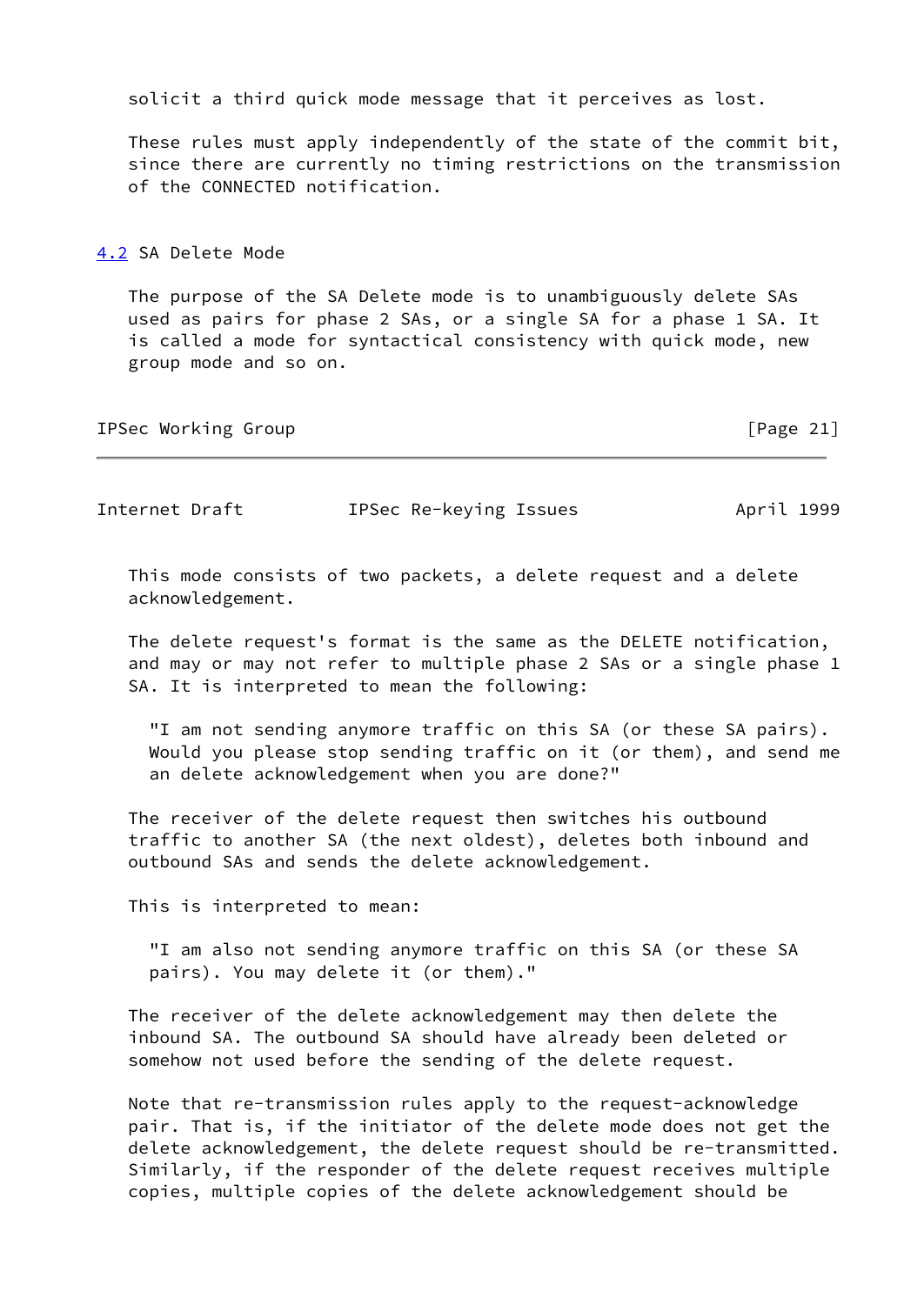solicit a third quick mode message that it perceives as lost.

These rules must apply independently of the state of the commit bit, since there are currently no timing restrictions on the transmission of the CONNECTED notification.

## 4.2 SA Delete Mode

The purpose of the SA Delete mode is to unambiguously delete SAs used as pairs for phase 2 SAs, or a single SA for a phase 1 SA. It is called a mode for syntactical consistency with quick mode, new group mode and so on.

This mode consists of two packets, a delete request and a delete acknowledgement.

The delete request's format is the same as the DELETE notification, and may or may not refer to multiple phase 2 SAs or a single phase 1 SA. It is interpreted to mean the following:

> "I am not sending anymore traffic on this SA (or these SA pairs). Would you please stop sending traffic on it (or them), and send me an delete acknowledgement when you are done?"

The receiver of the delete request then switches his outbound traffic to another SA (the next oldest), deletes both inbound and outbound SAs and sends the delete acknowledgement.

This is interpreted to mean:

> "I am also not sending anymore traffic on this SA (or these SA pairs). You may delete it (or them)."

The receiver of the delete acknowledgement may then delete the inbound SA. The outbound SA should have already been deleted or somehow not used before the sending of the delete request.

Note that re-transmission rules apply to the request-acknowledge pair. That is, if the initiator of the delete mode does not get the delete acknowledgement, the delete request should be re-transmitted. Similarly, if the responder of the delete request receives multiple copies, multiple copies of the delete acknowledgement should be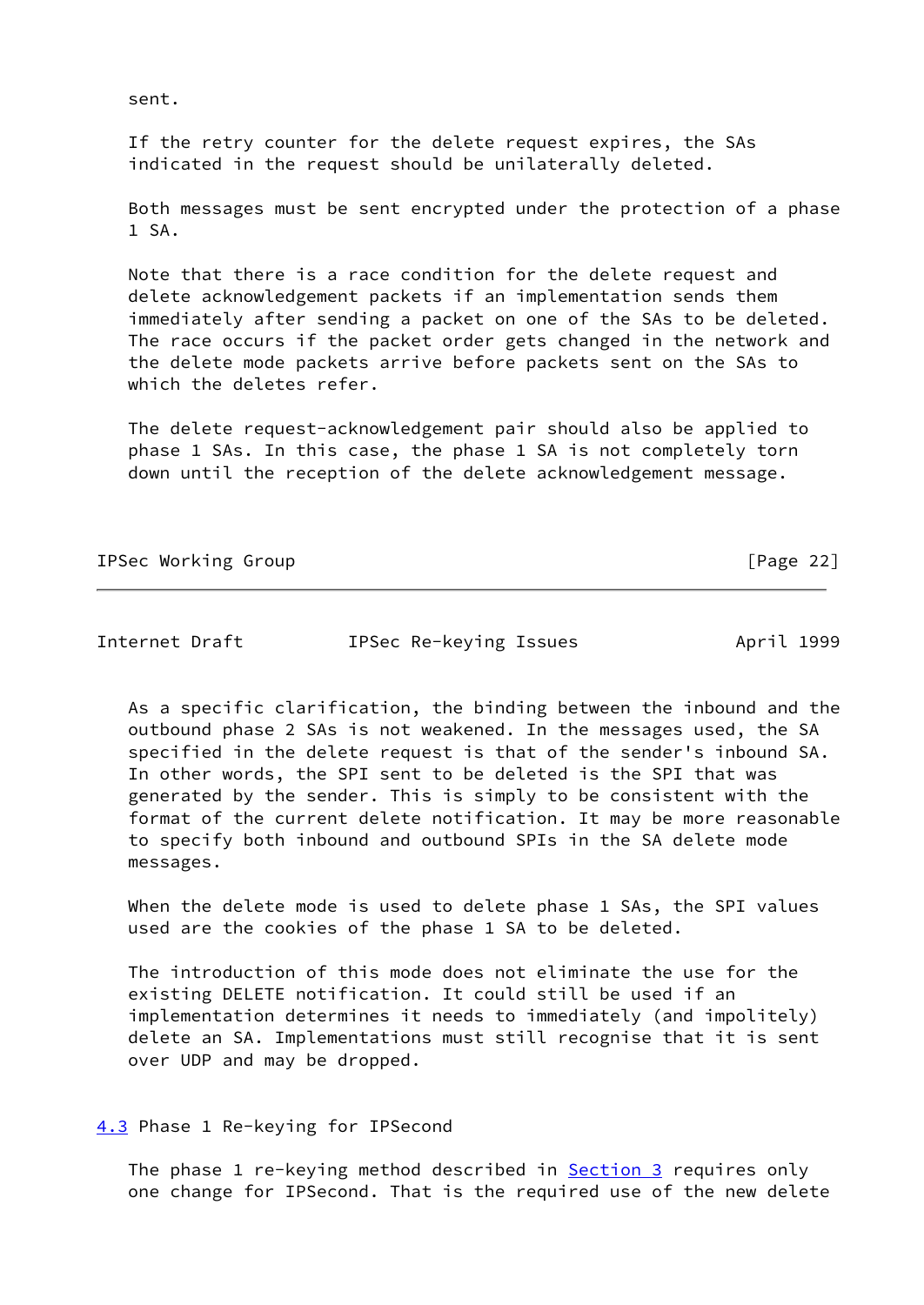sent.

If the retry counter for the delete request expires, the SAs indicated in the request should be unilaterally deleted.

Both messages must be sent encrypted under the protection of a phase 1 SA.

Note that there is a race condition for the delete request and delete acknowledgement packets if an implementation sends them immediately after sending a packet on one of the SAs to be deleted. The race occurs if the packet order gets changed in the network and the delete mode packets arrive before packets sent on the SAs to which the deletes refer.

The delete request-acknowledgement pair should also be applied to phase 1 SAs. In this case, the phase 1 SA is not completely torn down until the reception of the delete acknowledgement message.

As a specific clarification, the binding between the inbound and the outbound phase 2 SAs is not weakened. In the messages used, the SA specified in the delete request is that of the sender's inbound SA. In other words, the SPI sent to be deleted is the SPI that was generated by the sender. This is simply to be consistent with the format of the current delete notification. It may be more reasonable to specify both inbound and outbound SPIs in the SA delete mode messages.

When the delete mode is used to delete phase 1 SAs, the SPI values used are the cookies of the phase 1 SA to be deleted.

The introduction of this mode does not eliminate the use for the existing DELETE notification. It could still be used if an implementation determines it needs to immediately (and impolitely) delete an SA. Implementations must still recognise that it is sent over UDP and may be dropped.

## 4.3 Phase 1 Re-keying for IPSecond

The phase 1 re-keying method described in Section 3 requires only one change for IPSecond. That is the required use of the new delete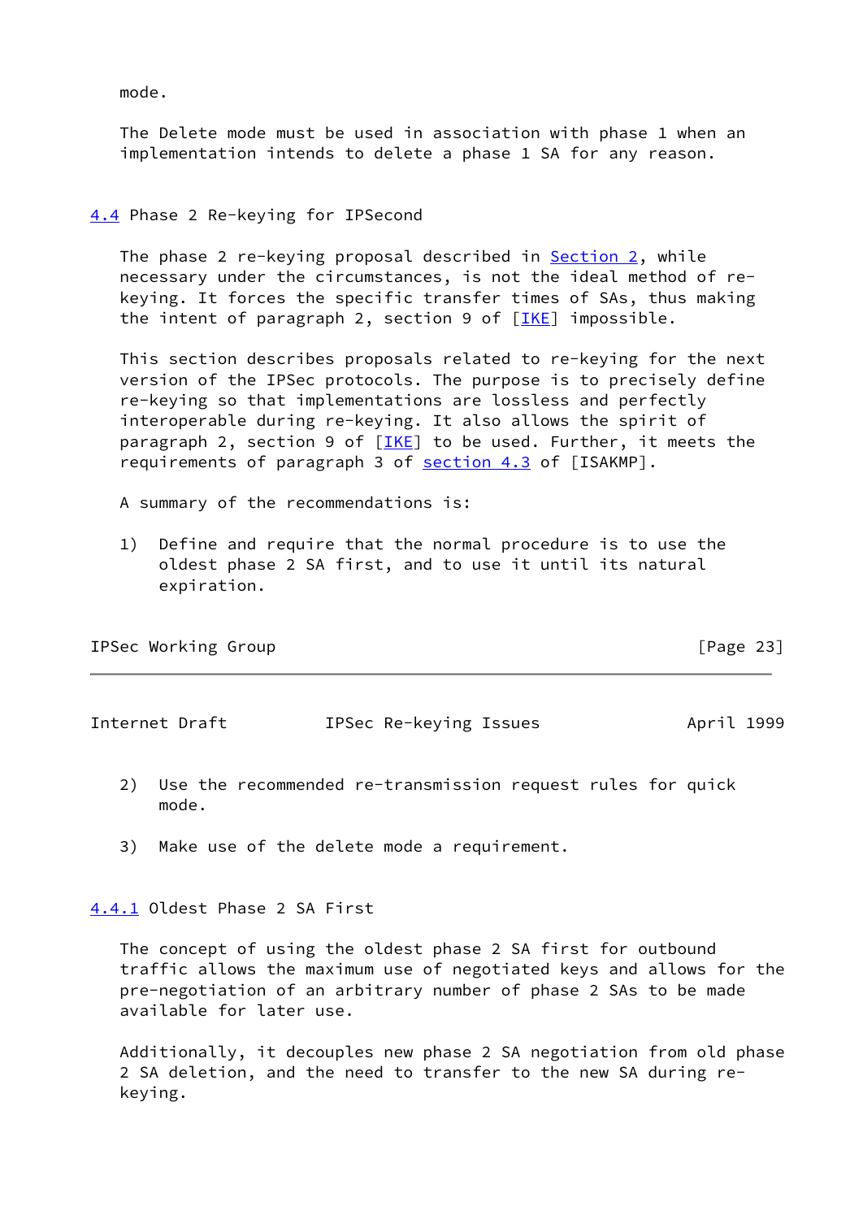mode.

The Delete mode must be used in association with phase 1 when an implementation intends to delete a phase 1 SA for any reason.

## 4.4 Phase 2 Re-keying for IPSecond

The phase 2 re-keying proposal described in Section 2, while necessary under the circumstances, is not the ideal method of re-keying. It forces the specific transfer times of SAs, thus making the intent of paragraph 2, section 9 of [IKE] impossible.

This section describes proposals related to re-keying for the next version of the IPSec protocols. The purpose is to precisely define re-keying so that implementations are lossless and perfectly interoperable during re-keying. It also allows the spirit of paragraph 2, section 9 of [IKE] to be used. Further, it meets the requirements of paragraph 3 of section 4.3 of [ISAKMP].

A summary of the recommendations is:

1) Define and require that the normal procedure is to use the oldest phase 2 SA first, and to use it until its natural expiration.

2) Use the recommended re-transmission request rules for quick mode.

3) Make use of the delete mode a requirement.

### 4.4.1 Oldest Phase 2 SA First

The concept of using the oldest phase 2 SA first for outbound traffic allows the maximum use of negotiated keys and allows for the pre-negotiation of an arbitrary number of phase 2 SAs to be made available for later use.

Additionally, it decouples new phase 2 SA negotiation from old phase 2 SA deletion, and the need to transfer to the new SA during re-keying.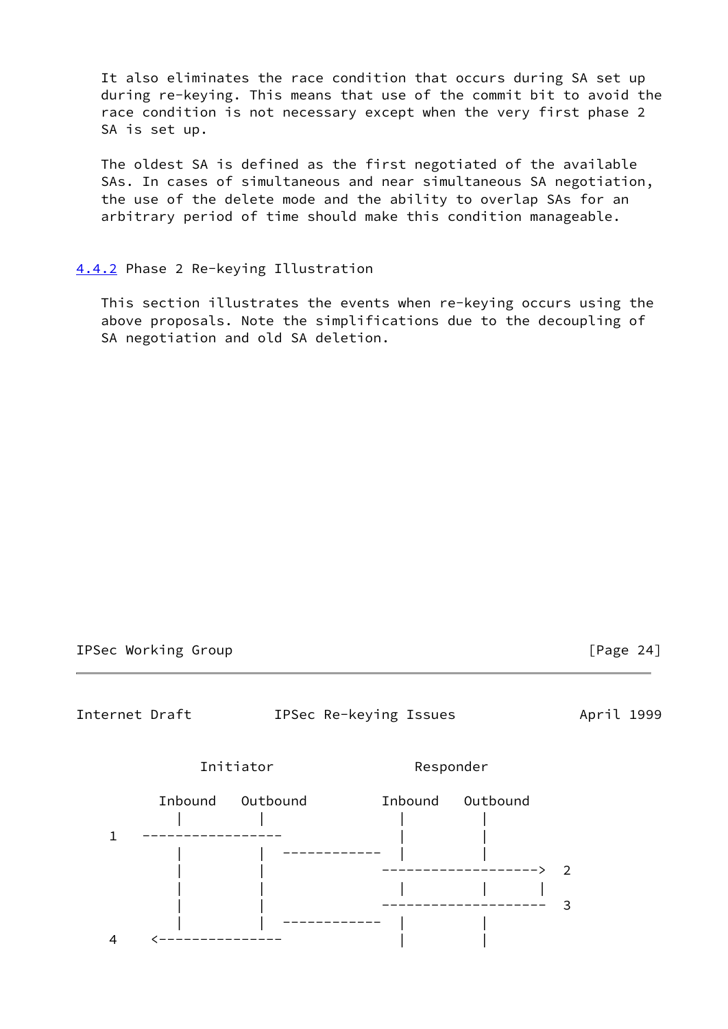It also eliminates the race condition that occurs during SA set up during re-keying. This means that use of the commit bit to avoid the race condition is not necessary except when the very first phase 2 SA is set up.

The oldest SA is defined as the first negotiated of the available SAs. In cases of simultaneous and near simultaneous SA negotiation, the use of the delete mode and the ability to overlap SAs for an arbitrary period of time should make this condition manageable.

### 4.4.2 Phase 2 Re-keying Illustration

This section illustrates the events when re-keying occurs using the above proposals. Note the simplifications due to the decoupling of SA negotiation and old SA deletion.

```
               Initiator                  Responder

          Inbound   Outbound         Inbound   Outbound
             |         |                |         |
    1   -----------------               |         |
             |         |  ------------  |         |
             |         |               -------------------->  2
             |         |                |         |      |
             |         |               --------------------   3
             |         |  ------------  |         |
    4     <---------------              |         |
```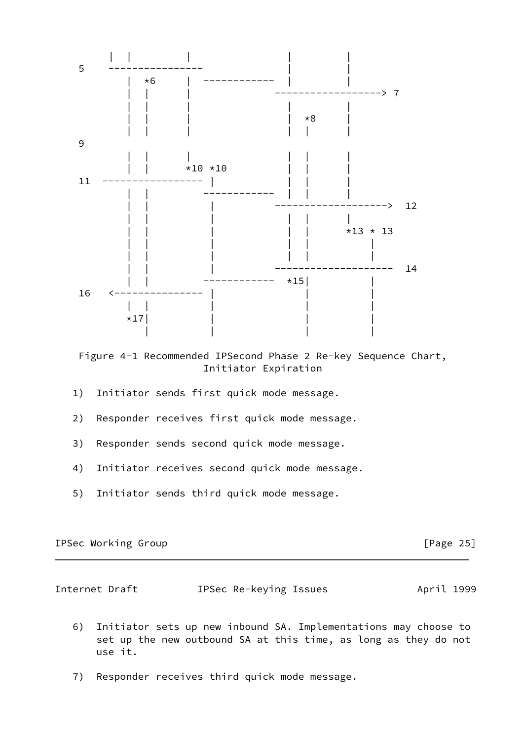```
       |  |         |               |         |
   5   ----------------             |         |
          |  *6     |  ------------ |         |
          |  |      |             ------------------> 7
          |  |      |               |         |
          |  |      |               |  *8     |
          |  |      |               |  |      |
   9
          |  |      |               |  |      |
          |  |     *10 *10          |  |      |
   11  ----------------- |          |  |      |
          |  |         ------------ |  |      |
          |  |           |        ------------------->  12
          |  |           |          |  |      |
          |  |           |          |  |     *13 * 13
          |  |           |          |  |          |
          |  |           |          |  |          |
          |  |           |        --------------------  14
          |  |         ------------  *15|          |
   16   <--------------- |             |          |
          |  |           |             |          |
         *17|            |             |          |
             |           |             |          |
```

Figure 4-1 Recommended IPSecond Phase 2 Re-key Sequence Chart, Initiator Expiration

1) Initiator sends first quick mode message.

2) Responder receives first quick mode message.

3) Responder sends second quick mode message.

4) Initiator receives second quick mode message.

5) Initiator sends third quick mode message.

6) Initiator sets up new inbound SA. Implementations may choose to set up the new outbound SA at this time, as long as they do not use it.

7) Responder receives third quick mode message.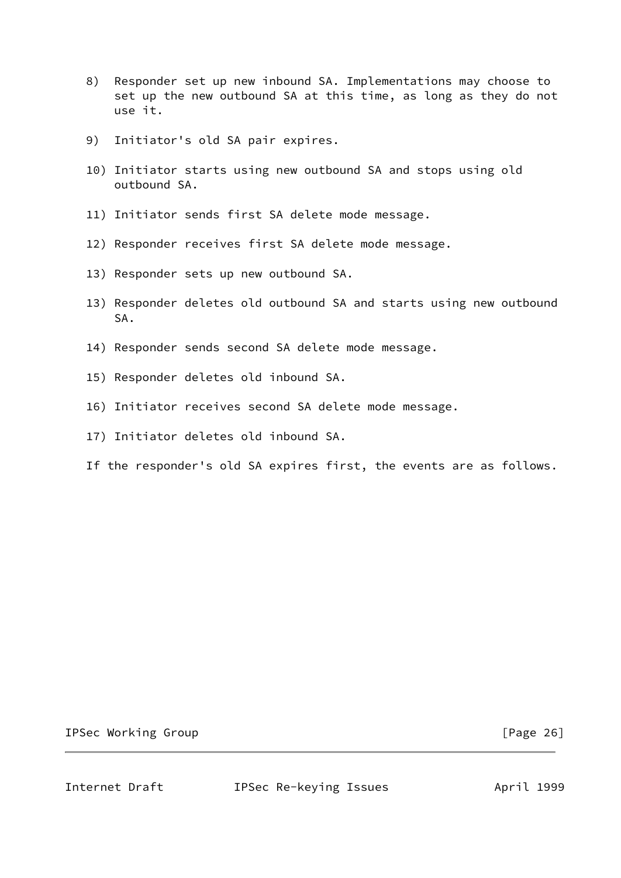8) Responder set up new inbound SA. Implementations may choose to set up the new outbound SA at this time, as long as they do not use it.

9) Initiator's old SA pair expires.

10) Initiator starts using new outbound SA and stops using old outbound SA.

11) Initiator sends first SA delete mode message.

12) Responder receives first SA delete mode message.

13) Responder sets up new outbound SA.

13) Responder deletes old outbound SA and starts using new outbound SA.

14) Responder sends second SA delete mode message.

15) Responder deletes old inbound SA.

16) Initiator receives second SA delete mode message.

17) Initiator deletes old inbound SA.

If the responder's old SA expires first, the events are as follows.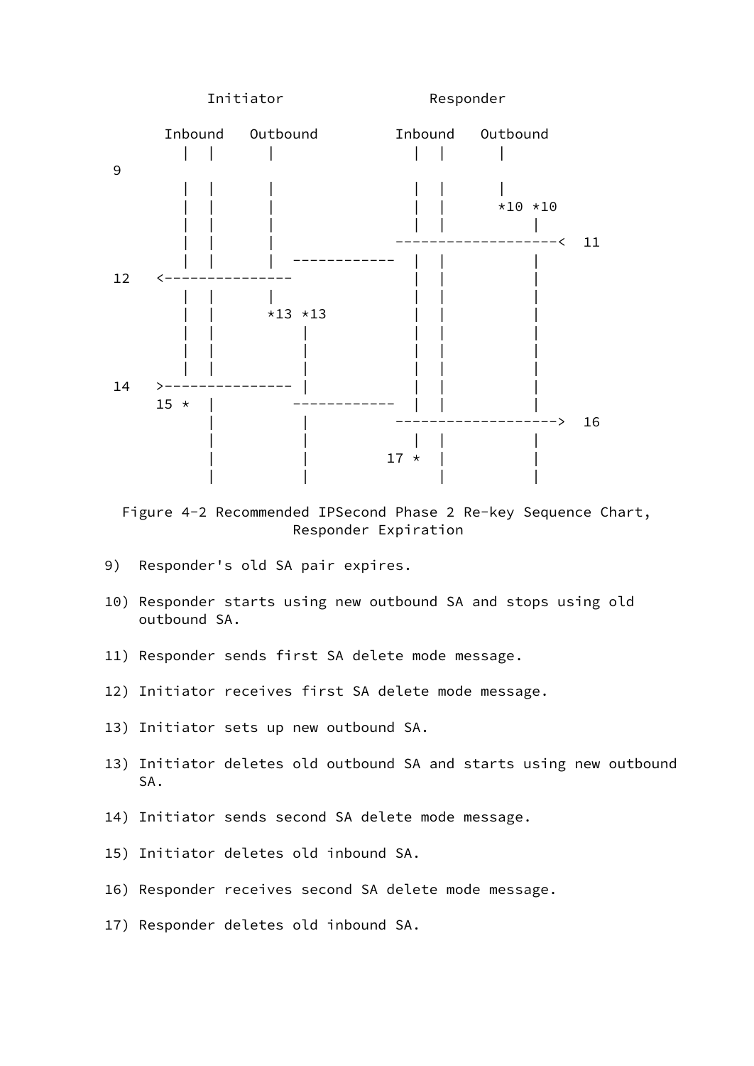```
           Initiator                 Responder

      Inbound   Outbound         Inbound   Outbound
        |  |       |               |  |       |
 9
        |  |       |               |  |       |
        |  |       |               |  |      *10 *10
        |  |       |               |  |           |
        |  |       |             -------------------<  11
        |  |       |  ------------  |  |           |
 12   <---------------               |  |           |
        |  |       |               |  |           |
        |  |      *13 *13          |  |           |
        |  |           |           |  |           |
        |  |           |           |  |           |
        |  |           |           |  |           |
 14   >--------------- |           |  |           |
     15 *  |          ------------  |  |           |
           |           |         ------------------->  16
           |           |           |  |           |
           |           |        17 *  |           |
           |           |              |           |
```

Figure 4-2 Recommended IPSecond Phase 2 Re-key Sequence Chart, Responder Expiration

9) Responder's old SA pair expires.

10) Responder starts using new outbound SA and stops using old outbound SA.

11) Responder sends first SA delete mode message.

12) Initiator receives first SA delete mode message.

13) Initiator sets up new outbound SA.

13) Initiator deletes old outbound SA and starts using new outbound SA.

14) Initiator sends second SA delete mode message.

15) Initiator deletes old inbound SA.

16) Responder receives second SA delete mode message.

17) Responder deletes old inbound SA.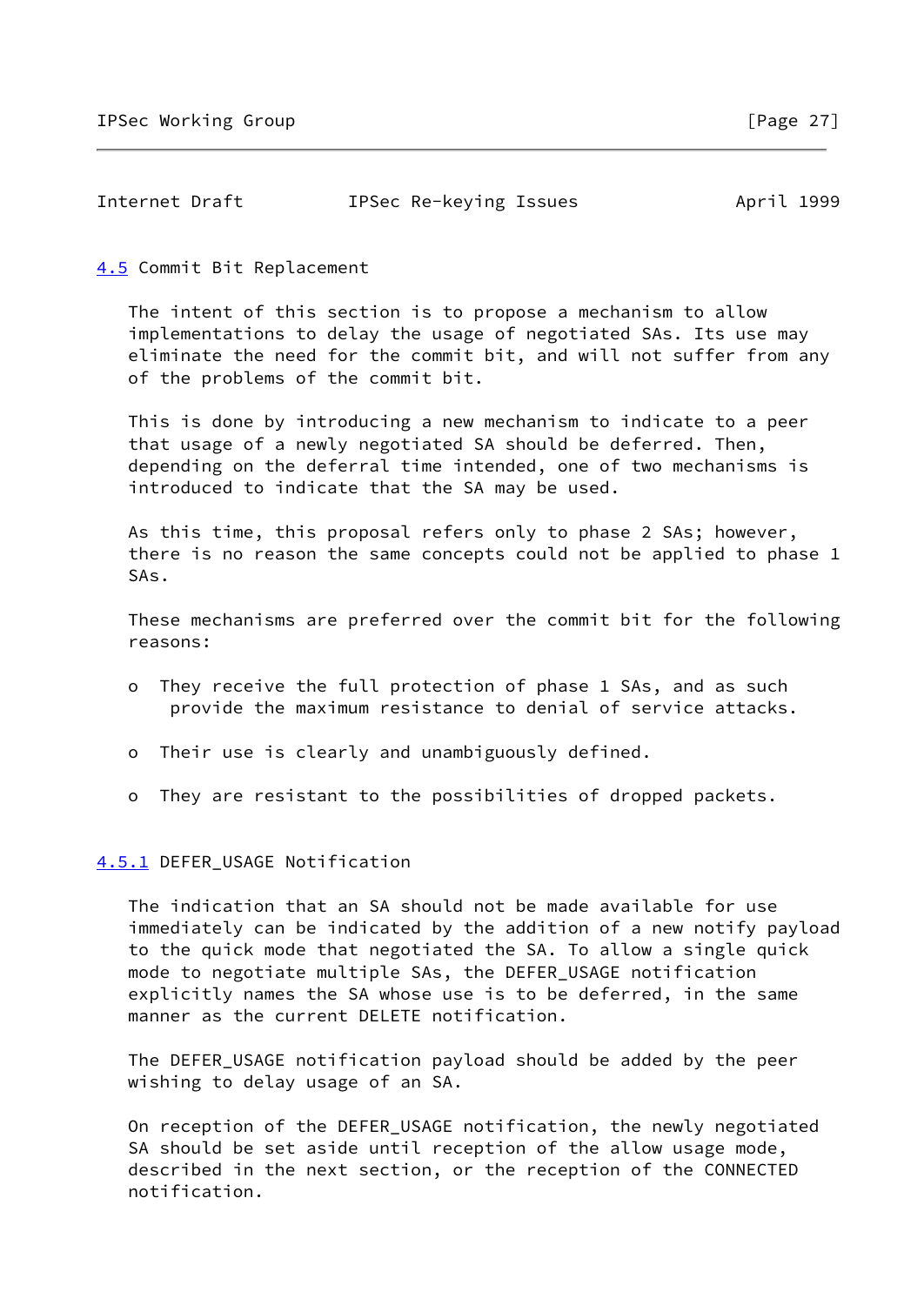## 4.5 Commit Bit Replacement

The intent of this section is to propose a mechanism to allow implementations to delay the usage of negotiated SAs. Its use may eliminate the need for the commit bit, and will not suffer from any of the problems of the commit bit.

This is done by introducing a new mechanism to indicate to a peer that usage of a newly negotiated SA should be deferred. Then, depending on the deferral time intended, one of two mechanisms is introduced to indicate that the SA may be used.

As this time, this proposal refers only to phase 2 SAs; however, there is no reason the same concepts could not be applied to phase 1 SAs.

These mechanisms are preferred over the commit bit for the following reasons:

- They receive the full protection of phase 1 SAs, and as such provide the maximum resistance to denial of service attacks.
- Their use is clearly and unambiguously defined.
- They are resistant to the possibilities of dropped packets.

### 4.5.1 DEFER_USAGE Notification

The indication that an SA should not be made available for use immediately can be indicated by the addition of a new notify payload to the quick mode that negotiated the SA. To allow a single quick mode to negotiate multiple SAs, the DEFER_USAGE notification explicitly names the SA whose use is to be deferred, in the same manner as the current DELETE notification.

The DEFER_USAGE notification payload should be added by the peer wishing to delay usage of an SA.

On reception of the DEFER_USAGE notification, the newly negotiated SA should be set aside until reception of the allow usage mode, described in the next section, or the reception of the CONNECTED notification.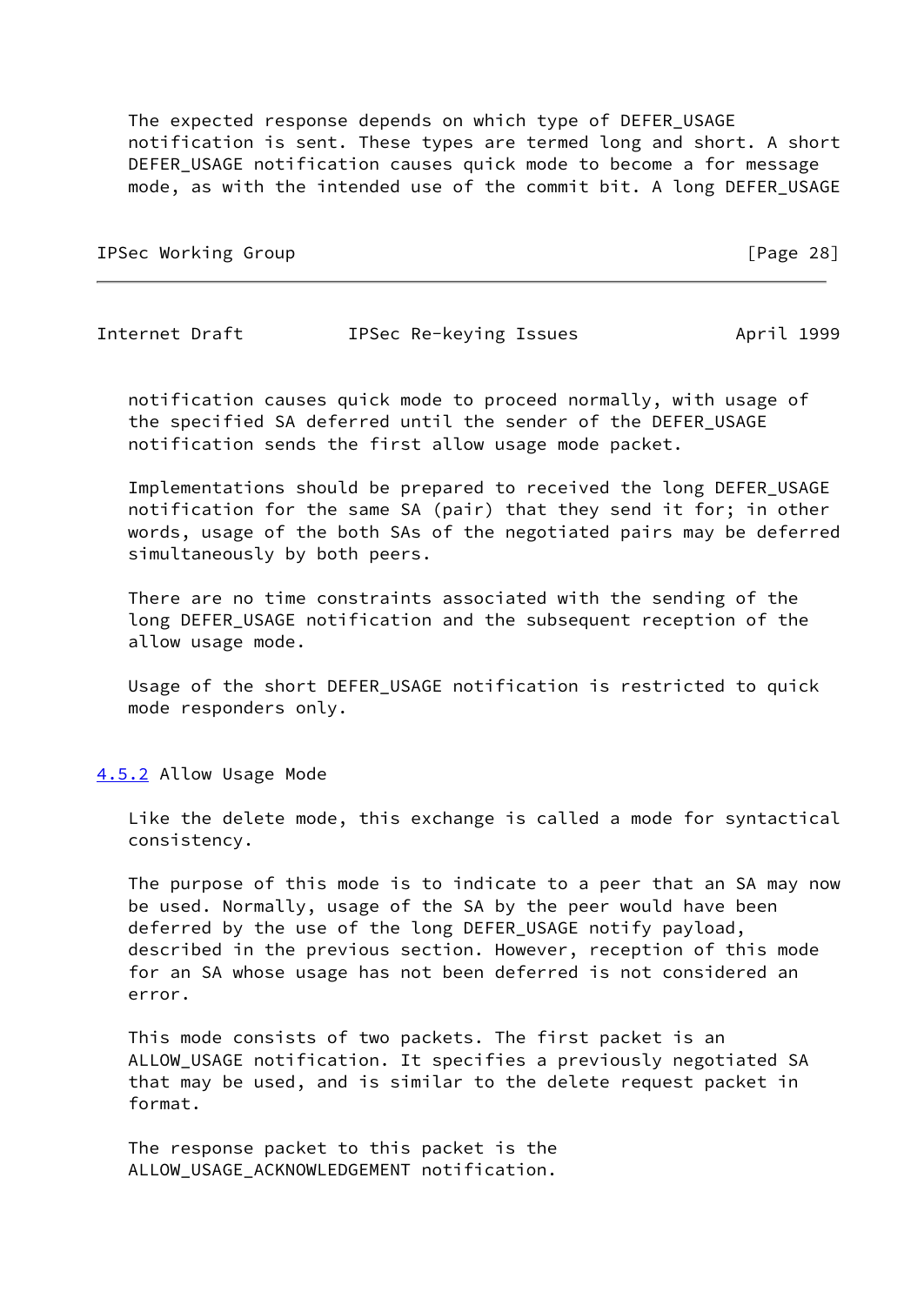The expected response depends on which type of DEFER_USAGE notification is sent. These types are termed long and short. A short DEFER_USAGE notification causes quick mode to become a for message mode, as with the intended use of the commit bit. A long DEFER_USAGE notification causes quick mode to proceed normally, with usage of the specified SA deferred until the sender of the DEFER_USAGE notification sends the first allow usage mode packet.

Implementations should be prepared to received the long DEFER_USAGE notification for the same SA (pair) that they send it for; in other words, usage of the both SAs of the negotiated pairs may be deferred simultaneously by both peers.

There are no time constraints associated with the sending of the long DEFER_USAGE notification and the subsequent reception of the allow usage mode.

Usage of the short DEFER_USAGE notification is restricted to quick mode responders only.

### 4.5.2 Allow Usage Mode

Like the delete mode, this exchange is called a mode for syntactical consistency.

The purpose of this mode is to indicate to a peer that an SA may now be used. Normally, usage of the SA by the peer would have been deferred by the use of the long DEFER_USAGE notify payload, described in the previous section. However, reception of this mode for an SA whose usage has not been deferred is not considered an error.

This mode consists of two packets. The first packet is an ALLOW_USAGE notification. It specifies a previously negotiated SA that may be used, and is similar to the delete request packet in format.

The response packet to this packet is the ALLOW_USAGE_ACKNOWLEDGEMENT notification.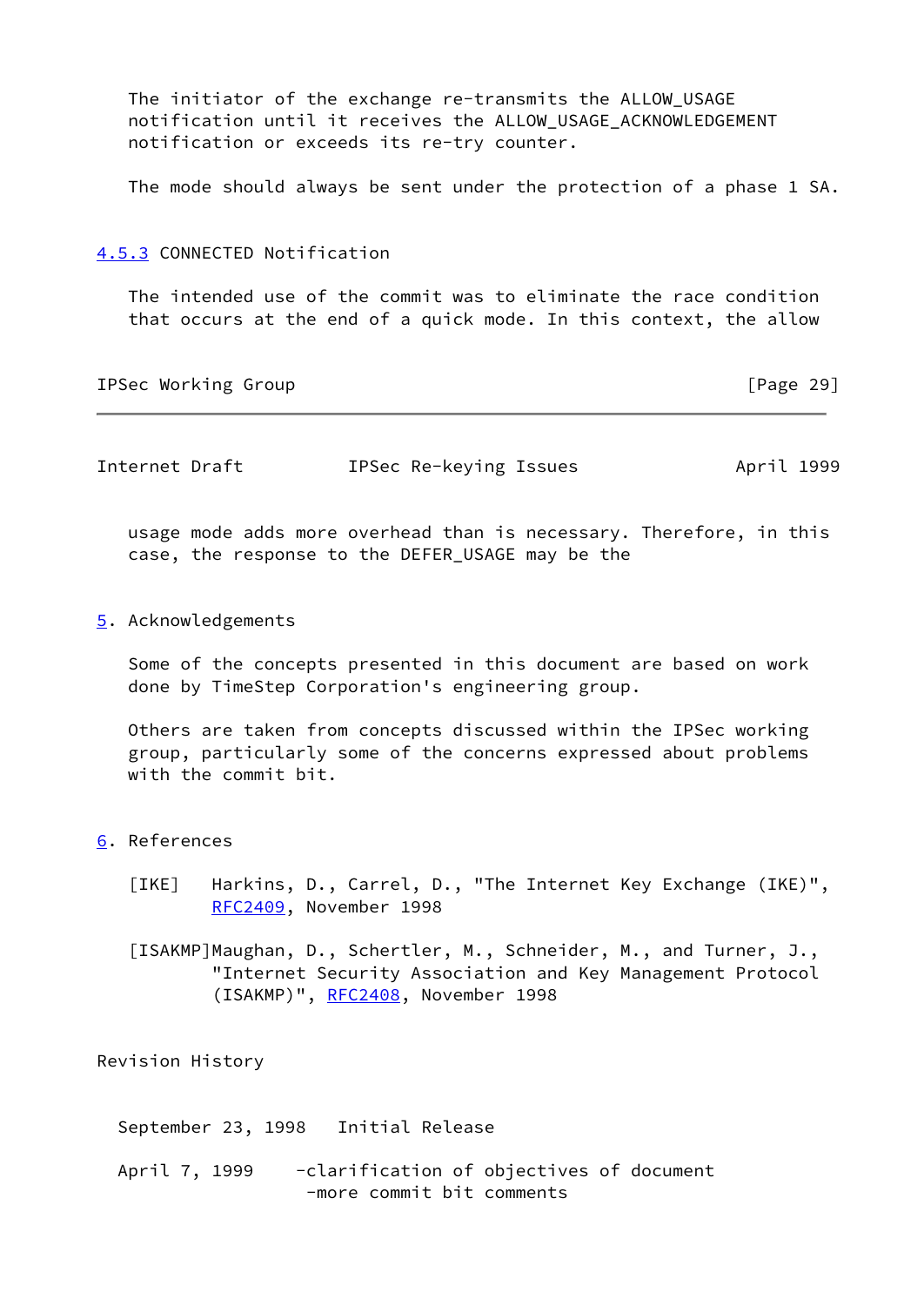The initiator of the exchange re-transmits the ALLOW_USAGE notification until it receives the ALLOW_USAGE_ACKNOWLEDGEMENT notification or exceeds its re-try counter.

The mode should always be sent under the protection of a phase 1 SA.

### 4.5.3 CONNECTED Notification

The intended use of the commit was to eliminate the race condition that occurs at the end of a quick mode. In this context, the allow usage mode adds more overhead than is necessary. Therefore, in this case, the response to the DEFER_USAGE may be the

## 5. Acknowledgements

Some of the concepts presented in this document are based on work done by TimeStep Corporation's engineering group.

Others are taken from concepts discussed within the IPSec working group, particularly some of the concerns expressed about problems with the commit bit.

## 6. References

[IKE] Harkins, D., Carrel, D., "The Internet Key Exchange (IKE)", RFC2409, November 1998

[ISAKMP] Maughan, D., Schertler, M., Schneider, M., and Turner, J., "Internet Security Association and Key Management Protocol (ISAKMP)", RFC2408, November 1998

## Revision History

September 23, 1998 Initial Release

April 7, 1999
- clarification of objectives of document
- more commit bit comments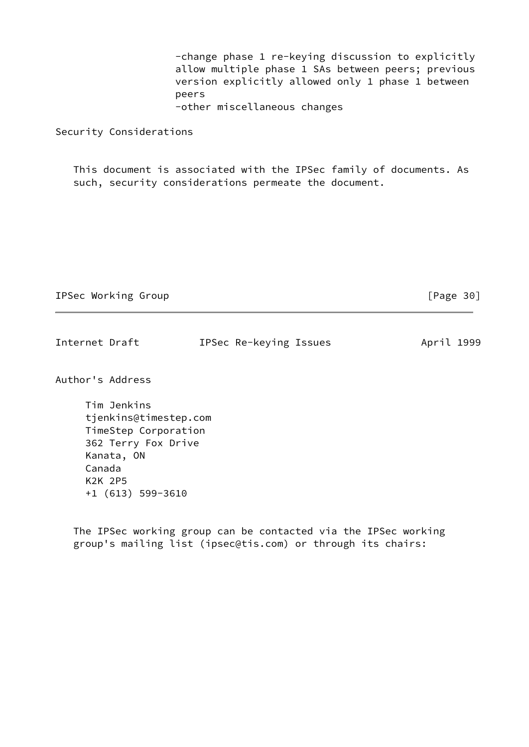-change phase 1 re-keying discussion to explicitly allow multiple phase 1 SAs between peers; previous version explicitly allowed only 1 phase 1 between peers

-other miscellaneous changes

## Security Considerations

This document is associated with the IPSec family of documents. As such, security considerations permeate the document.

## Author's Address

Tim Jenkins
tjenkins@timestep.com
TimeStep Corporation
362 Terry Fox Drive
Kanata, ON
Canada
K2K 2P5
+1 (613) 599-3610

The IPSec working group can be contacted via the IPSec working group's mailing list (ipsec@tis.com) or through its chairs: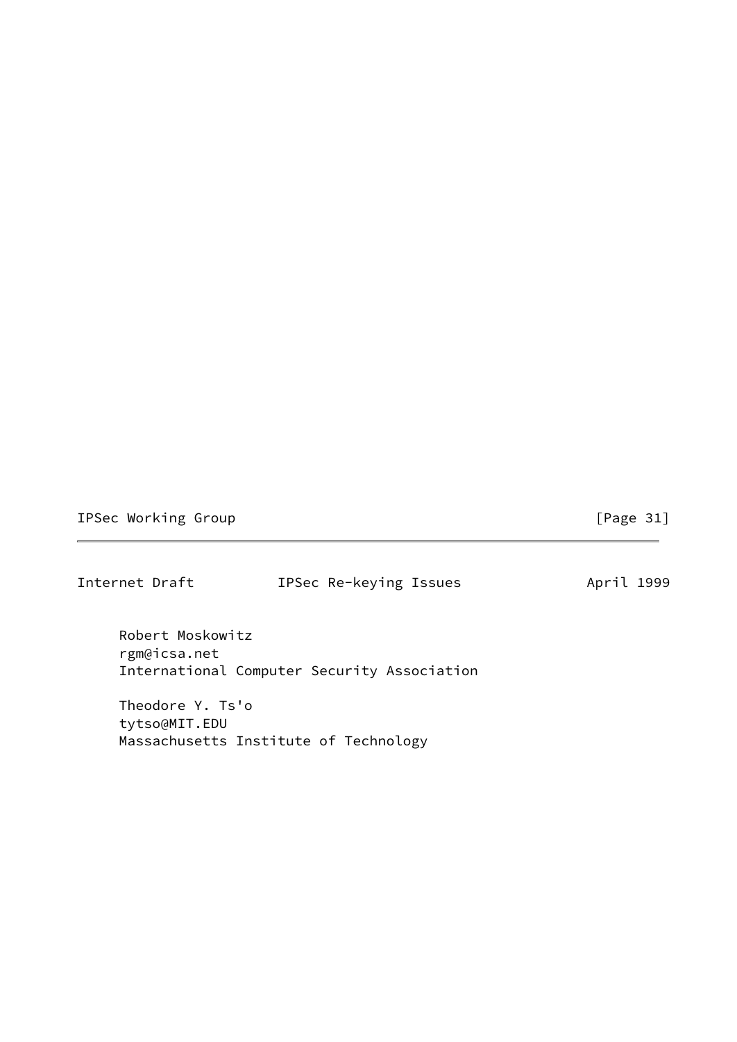Robert Moskowitz
rgm@icsa.net
International Computer Security Association

Theodore Y. Ts'o
tytso@MIT.EDU
Massachusetts Institute of Technology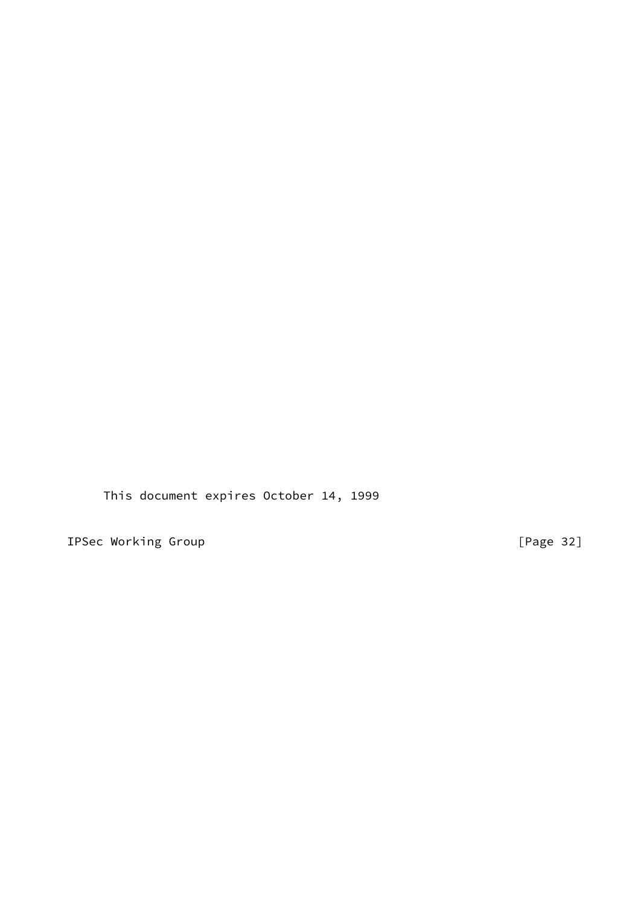This document expires October 14, 1999